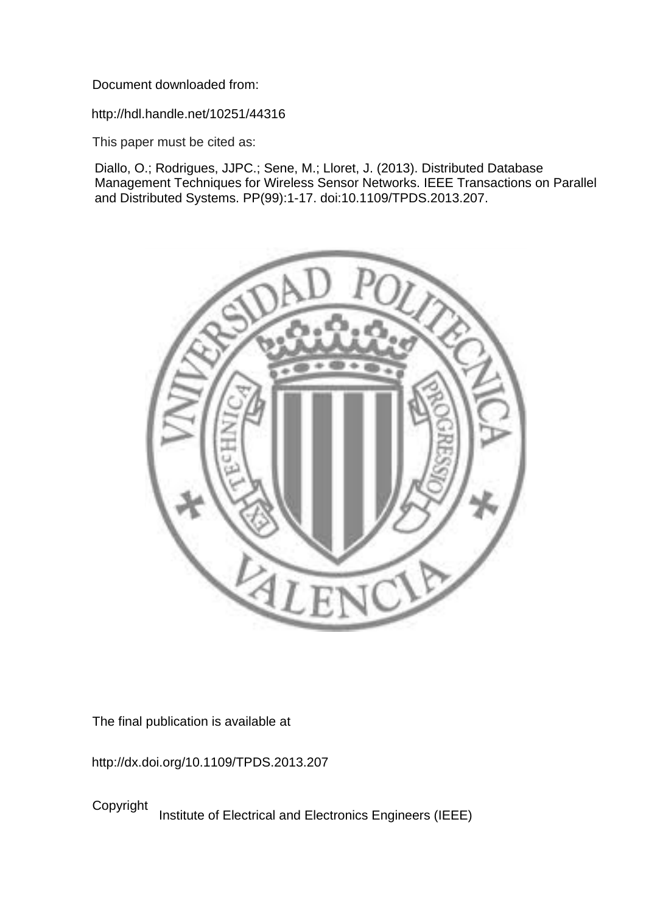Document downloaded from:

http://hdl.handle.net/10251/44316

This paper must be cited as:

Diallo, O.; Rodrigues, JJPC.; Sene, M.; Lloret, J. (2013). Distributed Database Management Techniques for Wireless Sensor Networks. IEEE Transactions on Parallel and Distributed Systems. PP(99):1-17. doi:10.1109/TPDS.2013.207.

The final publication is available at

http://dx.doi.org/10.1109/TPDS.2013.207

Copyright Institute of Electrical and Electronics Engineers (IEEE)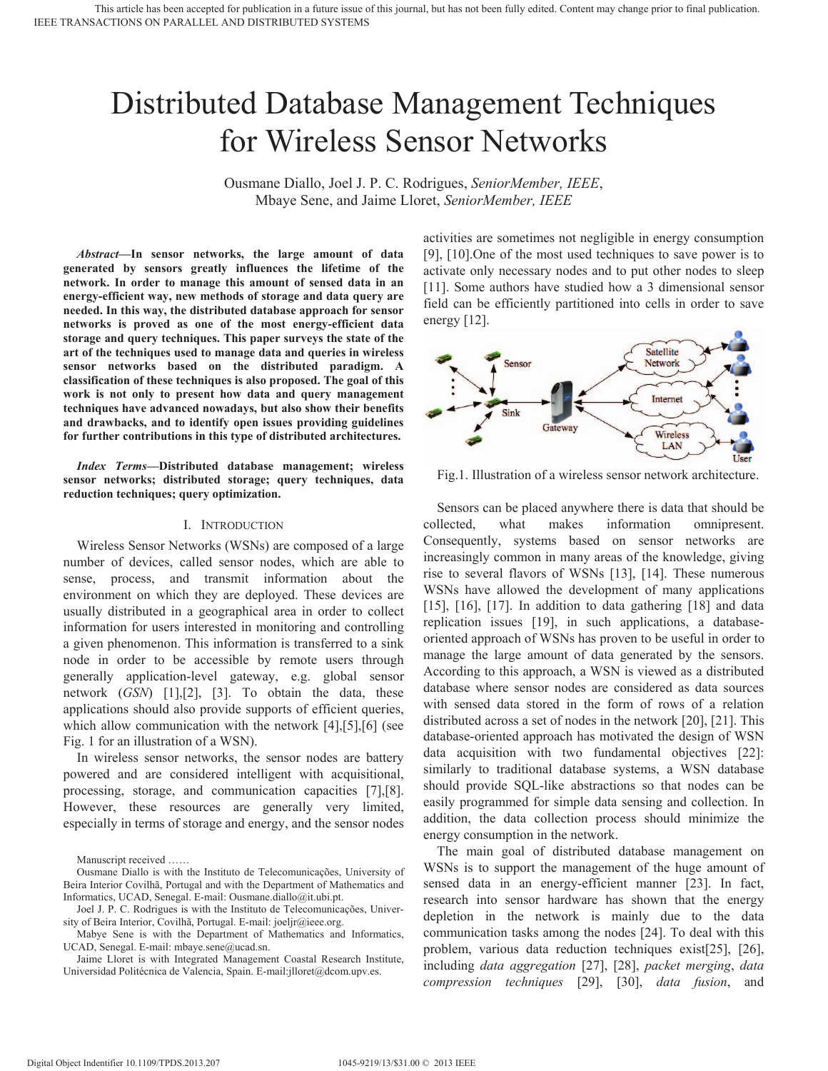# Distributed Database Management Techniques for Wireless Sensor Networks

Ousmane Diallo, Joel J. P. C. Rodrigues, *SeniorMember, IEEE*, Mbaye Sene, and Jaime Lloret, *SeniorMember, IEEE*

***Abstract*—In sensor networks, the large amount of data generated by sensors greatly influences the lifetime of the network. In order to manage this amount of sensed data in an energy-efficient way, new methods of storage and data query are needed. In this way, the distributed database approach for sensor networks is proved as one of the most energy-efficient data storage and query techniques. This paper surveys the state of the art of the techniques used to manage data and queries in wireless sensor networks based on the distributed paradigm. A classification of these techniques is also proposed. The goal of this work is not only to present how data and query management techniques have advanced nowadays, but also show their benefits and drawbacks, and to identify open issues providing guidelines for further contributions in this type of distributed architectures.**

***Index Terms*—Distributed database management; wireless sensor networks; distributed storage; query techniques, data reduction techniques; query optimization.**

## I. Introduction

Wireless Sensor Networks (WSNs) are composed of a large number of devices, called sensor nodes, which are able to sense, process, and transmit information about the environment on which they are deployed. These devices are usually distributed in a geographical area in order to collect information for users interested in monitoring and controlling a given phenomenon. This information is transferred to a sink node in order to be accessible by remote users through generally application-level gateway, e.g. global sensor network (*GSN*) [1],[2], [3]. To obtain the data, these applications should also provide supports of efficient queries, which allow communication with the network [4],[5],[6] (see Fig. 1 for an illustration of a WSN).

In wireless sensor networks, the sensor nodes are battery powered and are considered intelligent with acquisitional, processing, storage, and communication capacities [7],[8]. However, these resources are generally very limited, especially in terms of storage and energy, and the sensor nodes activities are sometimes not negligible in energy consumption [9], [10].One of the most used techniques to save power is to activate only necessary nodes and to put other nodes to sleep [11]. Some authors have studied how a 3 dimensional sensor field can be efficiently partitioned into cells in order to save energy [12].

Fig.1. Illustration of a wireless sensor network architecture.

Sensors can be placed anywhere there is data that should be collected, what makes information omnipresent. Consequently, systems based on sensor networks are increasingly common in many areas of the knowledge, giving rise to several flavors of WSNs [13], [14]. These numerous WSNs have allowed the development of many applications [15], [16], [17]. In addition to data gathering [18] and data replication issues [19], in such applications, a database-oriented approach of WSNs has proven to be useful in order to manage the large amount of data generated by the sensors. According to this approach, a WSN is viewed as a distributed database where sensor nodes are considered as data sources with sensed data stored in the form of rows of a relation distributed across a set of nodes in the network [20], [21]. This database-oriented approach has motivated the design of WSN data acquisition with two fundamental objectives [22]: similarly to traditional database systems, a WSN database should provide SQL-like abstractions so that nodes can be easily programmed for simple data sensing and collection. In addition, the data collection process should minimize the energy consumption in the network.

The main goal of distributed database management on WSNs is to support the management of the huge amount of sensed data in an energy-efficient manner [23]. In fact, research into sensor hardware has shown that the energy depletion in the network is mainly due to the data communication tasks among the nodes [24]. To deal with this problem, various data reduction techniques exist[25], [26], including *data aggregation* [27], [28], *packet merging*, *data compression techniques* [29], [30], *data fusion*, and

Manuscript received ……

Ousmane Diallo is with the Instituto de Telecomunicações, University of Beira Interior Covilhã, Portugal and with the Department of Mathematics and Informatics, UCAD, Senegal. E-mail: Ousmane.diallo@it.ubi.pt.

Joel J. P. C. Rodrigues is with the Instituto de Telecomunicações, University of Beira Interior, Covilhã, Portugal. E-mail: joeljr@ieee.org.

Mabye Sene is with the Department of Mathematics and Informatics, UCAD, Senegal. E-mail: mbaye.sene@ucad.sn.

Jaime Lloret is with Integrated Management Coastal Research Institute, Universidad Politécnica de Valencia, Spain. E-mail:jlloret@dcom.upv.es.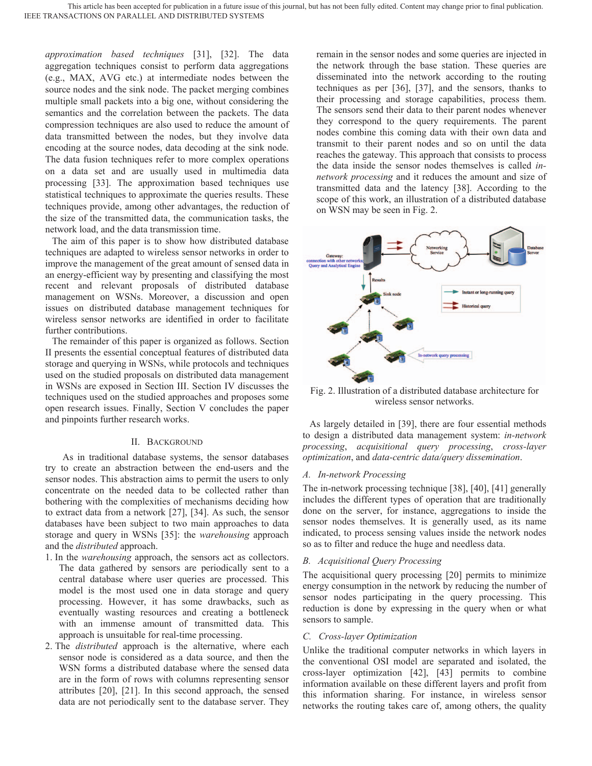*approximation based techniques* [31], [32]. The data aggregation techniques consist to perform data aggregations (e.g., MAX, AVG etc.) at intermediate nodes between the source nodes and the sink node. The packet merging combines multiple small packets into a big one, without considering the semantics and the correlation between the packets. The data compression techniques are also used to reduce the amount of data transmitted between the nodes, but they involve data encoding at the source nodes, data decoding at the sink node. The data fusion techniques refer to more complex operations on a data set and are usually used in multimedia data processing [33]. The approximation based techniques use statistical techniques to approximate the queries results. These techniques provide, among other advantages, the reduction of the size of the transmitted data, the communication tasks, the network load, and the data transmission time.

The aim of this paper is to show how distributed database techniques are adapted to wireless sensor networks in order to improve the management of the great amount of sensed data in an energy-efficient way by presenting and classifying the most recent and relevant proposals of distributed database management on WSNs. Moreover, a discussion and open issues on distributed database management techniques for wireless sensor networks are identified in order to facilitate further contributions.

The remainder of this paper is organized as follows. Section II presents the essential conceptual features of distributed data storage and querying in WSNs, while protocols and techniques used on the studied proposals on distributed data management in WSNs are exposed in Section III. Section IV discusses the techniques used on the studied approaches and proposes some open research issues. Finally, Section V concludes the paper and pinpoints further research works.

## II. Background

As in traditional database systems, the sensor databases try to create an abstraction between the end-users and the sensor nodes. This abstraction aims to permit the users to only concentrate on the needed data to be collected rather than bothering with the complexities of mechanisms deciding how to extract data from a network [27], [34]. As such, the sensor databases have been subject to two main approaches to data storage and query in WSNs [35]: the *warehousing* approach and the *distributed* approach.

1. In the *warehousing* approach, the sensors act as collectors. The data gathered by sensors are periodically sent to a central database where user queries are processed. This model is the most used one in data storage and query processing. However, it has some drawbacks, such as eventually wasting resources and creating a bottleneck with an immense amount of transmitted data. This approach is unsuitable for real-time processing.
2. The *distributed* approach is the alternative, where each sensor node is considered as a data source, and then the WSN forms a distributed database where the sensed data are in the form of rows with columns representing sensor attributes [20], [21]. In this second approach, the sensed data are not periodically sent to the database server. They remain in the sensor nodes and some queries are injected in the network through the base station. These queries are disseminated into the network according to the routing techniques as per [36], [37], and the sensors, thanks to their processing and storage capabilities, process them. The sensors send their data to their parent nodes whenever they correspond to the query requirements. The parent nodes combine this coming data with their own data and transmit to their parent nodes and so on until the data reaches the gateway. This approach that consists to process the data inside the sensor nodes themselves is called *in-network processing* and it reduces the amount and size of transmitted data and the latency [38]. According to the scope of this work, an illustration of a distributed database on WSN may be seen in Fig. 2.

Gateway: connection with other networks; Query and Analytical Engine
Networking Service
Database Server
Results
Sink node
Instant or long-running query
Historical query
In-network query processing
0
1
2
3
4
5
6

Fig. 2. Illustration of a distributed database architecture for wireless sensor networks.

As largely detailed in [39], there are four essential methods to design a distributed data management system: *in-network processing*, *acquisitional query processing*, *cross-layer optimization*, and *data-centric data/query dissemination*.

### A. In-network Processing

The in-network processing technique [38], [40], [41] generally includes the different types of operation that are traditionally done on the server, for instance, aggregations to inside the sensor nodes themselves. It is generally used, as its name indicated, to process sensing values inside the network nodes so as to filter and reduce the huge and needless data.

### B. Acquisitional Query Processing

The acquisitional query processing [20] permits to minimize energy consumption in the network by reducing the number of sensor nodes participating in the query processing. This reduction is done by expressing in the query when or what sensors to sample.

### C. Cross-layer Optimization

Unlike the traditional computer networks in which layers in the conventional OSI model are separated and isolated, the cross-layer optimization [42], [43] permits to combine information available on these different layers and profit from this information sharing. For instance, in wireless sensor networks the routing takes care of, among others, the quality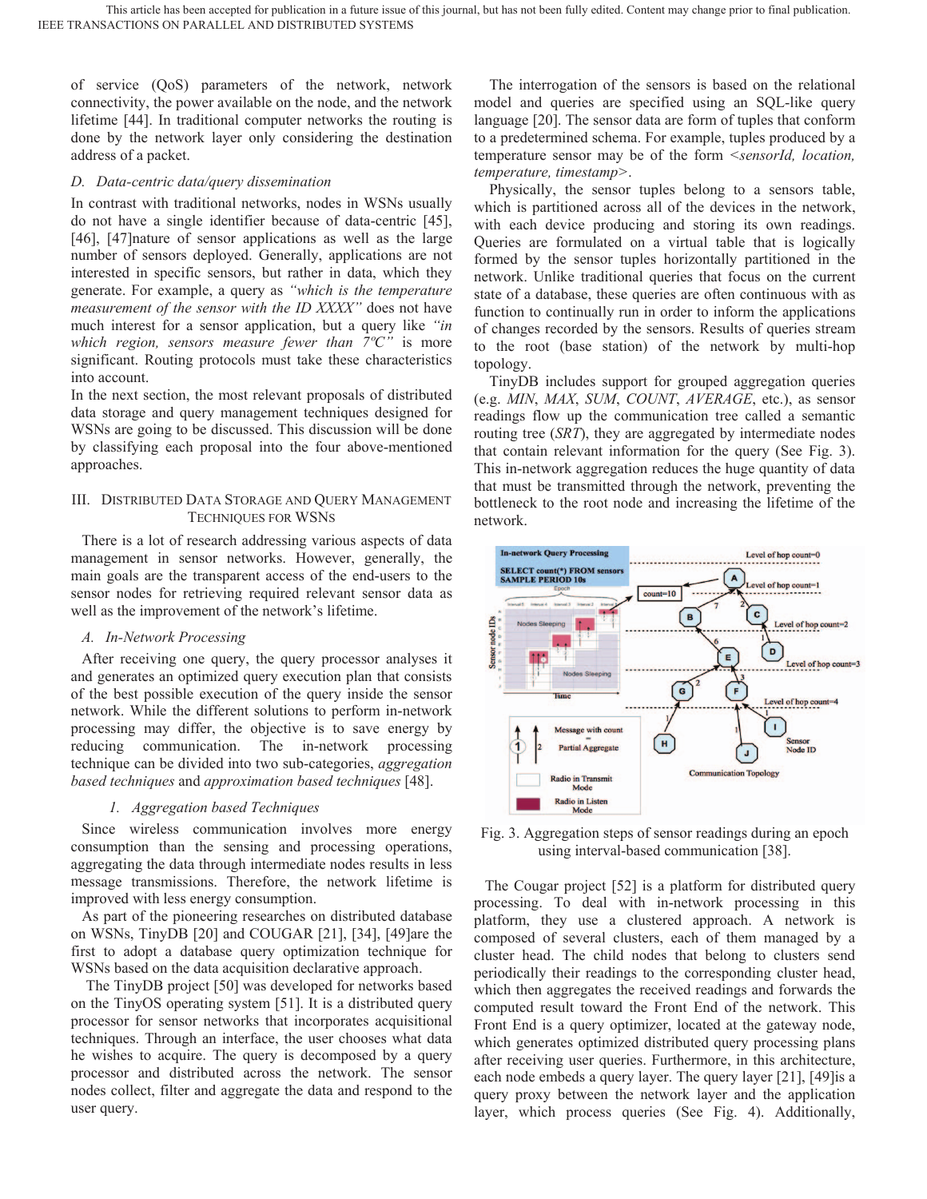of service (QoS) parameters of the network, network connectivity, the power available on the node, and the network lifetime [44]. In traditional computer networks the routing is done by the network layer only considering the destination address of a packet.

### D. Data-centric data/query dissemination

In contrast with traditional networks, nodes in WSNs usually do not have a single identifier because of data-centric [45], [46], [47]nature of sensor applications as well as the large number of sensors deployed. Generally, applications are not interested in specific sensors, but rather in data, which they generate. For example, a query as *"which is the temperature measurement of the sensor with the ID XXXX"* does not have much interest for a sensor application, but a query like *"in which region, sensors measure fewer than 7ºC"* is more significant. Routing protocols must take these characteristics into account.

In the next section, the most relevant proposals of distributed data storage and query management techniques designed for WSNs are going to be discussed. This discussion will be done by classifying each proposal into the four above-mentioned approaches.

## III. Distributed Data Storage and Query Management Techniques for WSNs

There is a lot of research addressing various aspects of data management in sensor networks. However, generally, the main goals are the transparent access of the end-users to the sensor nodes for retrieving required relevant sensor data as well as the improvement of the network's lifetime.

### A. In-Network Processing

After receiving one query, the query processor analyses it and generates an optimized query execution plan that consists of the best possible execution of the query inside the sensor network. While the different solutions to perform in-network processing may differ, the objective is to save energy by reducing communication. The in-network processing technique can be divided into two sub-categories, *aggregation based techniques* and *approximation based techniques* [48].

#### 1. Aggregation based Techniques

Since wireless communication involves more energy consumption than the sensing and processing operations, aggregating the data through intermediate nodes results in less message transmissions. Therefore, the network lifetime is improved with less energy consumption.

As part of the pioneering researches on distributed database on WSNs, TinyDB [20] and COUGAR [21], [34], [49]are the first to adopt a database query optimization technique for WSNs based on the data acquisition declarative approach.

The TinyDB project [50] was developed for networks based on the TinyOS operating system [51]. It is a distributed query processor for sensor networks that incorporates acquisitional techniques. Through an interface, the user chooses what data he wishes to acquire. The query is decomposed by a query processor and distributed across the network. The sensor nodes collect, filter and aggregate the data and respond to the user query.

The interrogation of the sensors is based on the relational model and queries are specified using an SQL-like query language [20]. The sensor data are form of tuples that conform to a predetermined schema. For example, tuples produced by a temperature sensor may be of the form *<sensorId, location, temperature, timestamp>*.

Physically, the sensor tuples belong to a sensors table, which is partitioned across all of the devices in the network, with each device producing and storing its own readings. Queries are formulated on a virtual table that is logically formed by the sensor tuples horizontally partitioned in the network. Unlike traditional queries that focus on the current state of a database, these queries are often continuous with as function to continually run in order to inform the applications of changes recorded by the sensors. Results of queries stream to the root (base station) of the network by multi-hop topology.

TinyDB includes support for grouped aggregation queries (e.g. *MIN*, *MAX*, *SUM*, *COUNT*, *AVERAGE*, etc.), as sensor readings flow up the communication tree called a semantic routing tree (*SRT*), they are aggregated by intermediate nodes that contain relevant information for the query (See Fig. 3). This in-network aggregation reduces the huge quantity of data that must be transmitted through the network, preventing the bottleneck to the root node and increasing the lifetime of the network.

In-network Query Processing
SELECT count(*) FROM sensors
SAMPLE PERIOD 10s
Epoch
Sensor node IDs
Nodes Sleeping
Nodes Sleeping
Time
Level of hop count=0
Level of hop count=1
Level of hop count=2
Level of hop count=3
Level of hop count=4
count=10
A B C D E F G H I J
7 2 6 1 3 2 1 1
Message with count
Partial Aggregate
Radio in Transmit Mode
Radio in Listen Mode
Sensor Node ID
Communication Topology

Fig. 3. Aggregation steps of sensor readings during an epoch using interval-based communication [38].

The Cougar project [52] is a platform for distributed query processing. To deal with in-network processing in this platform, they use a clustered approach. A network is composed of several clusters, each of them managed by a cluster head. The child nodes that belong to clusters send periodically their readings to the corresponding cluster head, which then aggregates the received readings and forwards the computed result toward the Front End of the network. This Front End is a query optimizer, located at the gateway node, which generates optimized distributed query processing plans after receiving user queries. Furthermore, in this architecture, each node embeds a query layer. The query layer [21], [49]is a query proxy between the network layer and the application layer, which process queries (See Fig. 4). Additionally,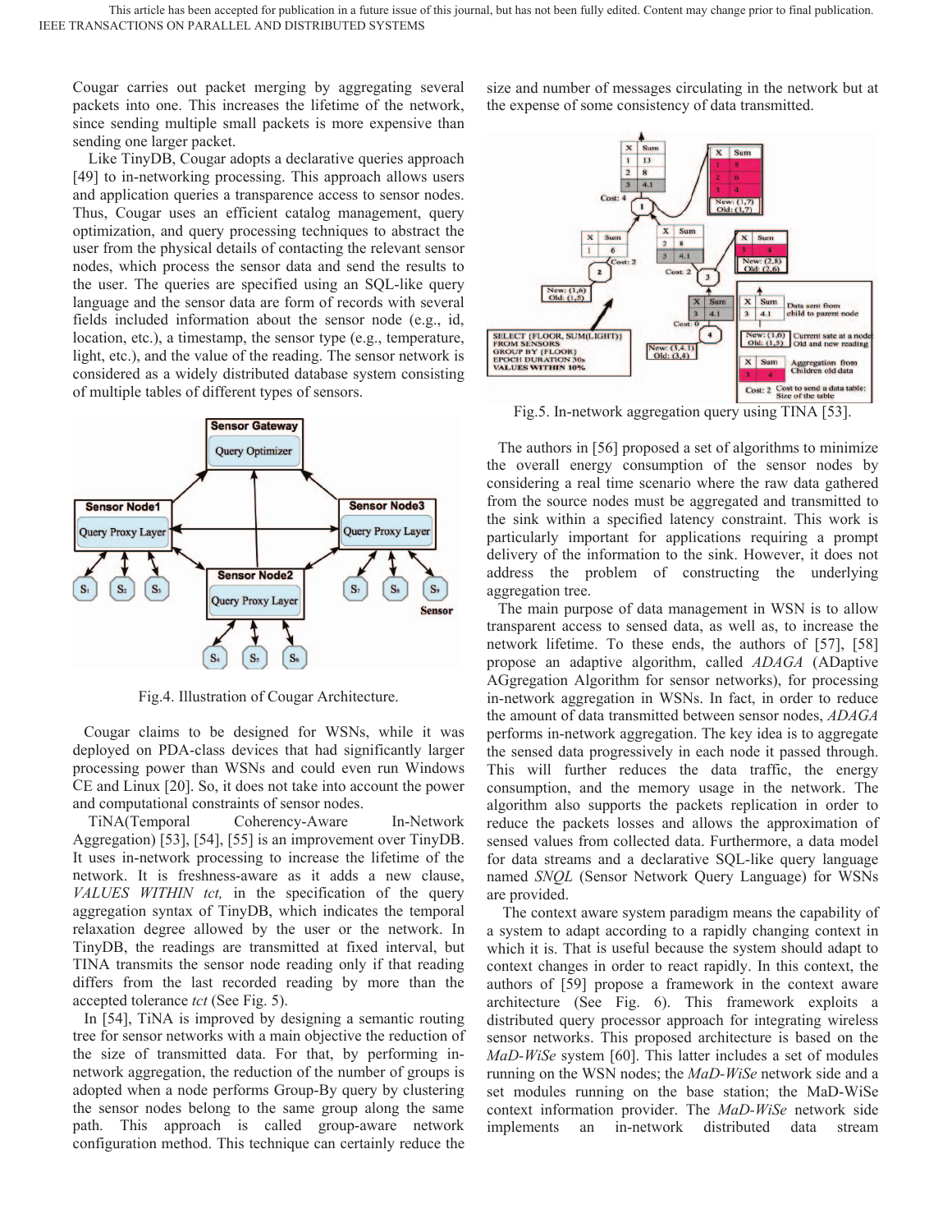Cougar carries out packet merging by aggregating several packets into one. This increases the lifetime of the network, since sending multiple small packets is more expensive than sending one larger packet.

Like TinyDB, Cougar adopts a declarative queries approach [49] to in-networking processing. This approach allows users and application queries a transparence access to sensor nodes. Thus, Cougar uses an efficient catalog management, query optimization, and query processing techniques to abstract the user from the physical details of contacting the relevant sensor nodes, which process the sensor data and send the results to the user. The queries are specified using an SQL-like query language and the sensor data are form of records with several fields included information about the sensor node (e.g., id, location, etc.), a timestamp, the sensor type (e.g., temperature, light, etc.), and the value of the reading. The sensor network is considered as a widely distributed database system consisting of multiple tables of different types of sensors.

Fig.4. Illustration of Cougar Architecture.

Cougar claims to be designed for WSNs, while it was deployed on PDA-class devices that had significantly larger processing power than WSNs and could even run Windows CE and Linux [20]. So, it does not take into account the power and computational constraints of sensor nodes.

TiNA(Temporal Coherency-Aware In-Network Aggregation) [53], [54], [55] is an improvement over TinyDB. It uses in-network processing to increase the lifetime of the network. It is freshness-aware as it adds a new clause, *VALUES WITHIN tct,* in the specification of the query aggregation syntax of TinyDB, which indicates the temporal relaxation degree allowed by the user or the network. In TinyDB, the readings are transmitted at fixed interval, but TINA transmits the sensor node reading only if that reading differs from the last recorded reading by more than the accepted tolerance *tct* (See Fig. 5).

In [54], TiNA is improved by designing a semantic routing tree for sensor networks with a main objective the reduction of the size of transmitted data. For that, by performing in-network aggregation, the reduction of the number of groups is adopted when a node performs Group-By query by clustering the sensor nodes belong to the same group along the same path. This approach is called group-aware network configuration method. This technique can certainly reduce the size and number of messages circulating in the network but at the expense of some consistency of data transmitted.

Fig.5. In-network aggregation query using TINA [53].

The authors in [56] proposed a set of algorithms to minimize the overall energy consumption of the sensor nodes by considering a real time scenario where the raw data gathered from the source nodes must be aggregated and transmitted to the sink within a specified latency constraint. This work is particularly important for applications requiring a prompt delivery of the information to the sink. However, it does not address the problem of constructing the underlying aggregation tree.

The main purpose of data management in WSN is to allow transparent access to sensed data, as well as, to increase the network lifetime. To these ends, the authors of [57], [58] propose an adaptive algorithm, called *ADAGA* (ADaptive AGgregation Algorithm for sensor networks), for processing in-network aggregation in WSNs. In fact, in order to reduce the amount of data transmitted between sensor nodes, *ADAGA* performs in-network aggregation. The key idea is to aggregate the sensed data progressively in each node it passed through. This will further reduces the data traffic, the energy consumption, and the memory usage in the network. The algorithm also supports the packets replication in order to reduce the packets losses and allows the approximation of sensed values from collected data. Furthermore, a data model for data streams and a declarative SQL-like query language named *SNQL* (Sensor Network Query Language) for WSNs are provided.

The context aware system paradigm means the capability of a system to adapt according to a rapidly changing context in which it is. That is useful because the system should adapt to context changes in order to react rapidly. In this context, the authors of [59] propose a framework in the context aware architecture (See Fig. 6). This framework exploits a distributed query processor approach for integrating wireless sensor networks. This proposed architecture is based on the *MaD-WiSe* system [60]. This latter includes a set of modules running on the WSN nodes; the *MaD-WiSe* network side and a set modules running on the base station; the MaD-WiSe context information provider. The *MaD-WiSe* network side implements an in-network distributed data stream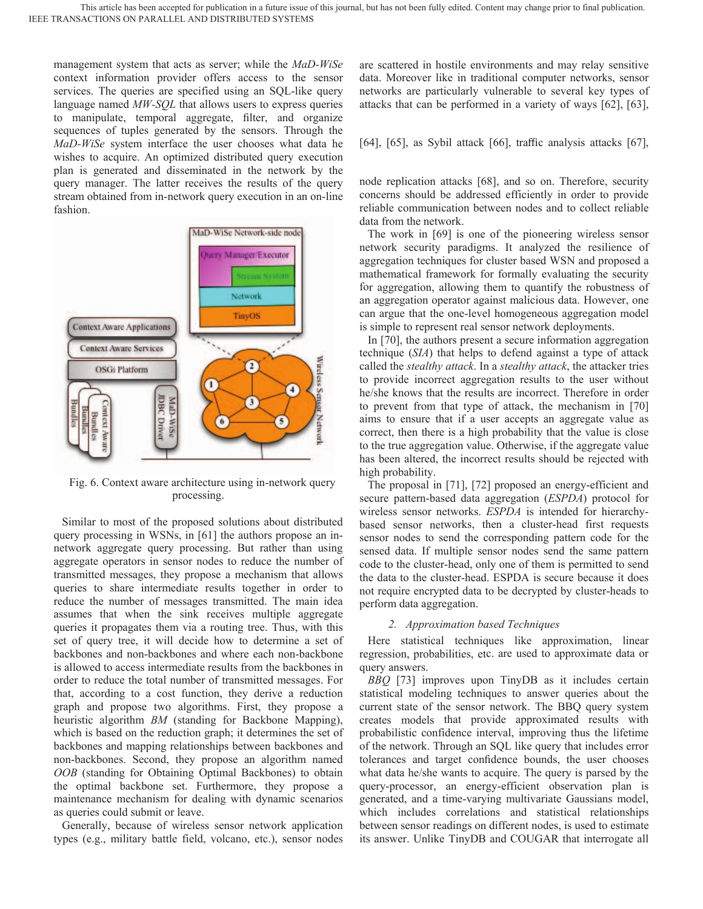management system that acts as server; while the *MaD-WiSe* context information provider offers access to the sensor services. The queries are specified using an SQL-like query language named *MW-SQL* that allows users to express queries to manipulate, temporal aggregate, filter, and organize sequences of tuples generated by the sensors. Through the *MaD-WiSe* system interface the user chooses what data he wishes to acquire. An optimized distributed query execution plan is generated and disseminated in the network by the query manager. The latter receives the results of the query stream obtained from in-network query execution in an on-line fashion.

Fig. 6. Context aware architecture using in-network query processing.

Similar to most of the proposed solutions about distributed query processing in WSNs, in [61] the authors propose an in-network aggregate query processing. But rather than using aggregate operators in sensor nodes to reduce the number of transmitted messages, they propose a mechanism that allows queries to share intermediate results together in order to reduce the number of messages transmitted. The main idea assumes that when the sink receives multiple aggregate queries it propagates them via a routing tree. Thus, with this set of query tree, it will decide how to determine a set of backbones and non-backbones and where each non-backbone is allowed to access intermediate results from the backbones in order to reduce the total number of transmitted messages. For that, according to a cost function, they derive a reduction graph and propose two algorithms. First, they propose a heuristic algorithm *BM* (standing for Backbone Mapping), which is based on the reduction graph; it determines the set of backbones and mapping relationships between backbones and non-backbones. Second, they propose an algorithm named *OOB* (standing for Obtaining Optimal Backbones) to obtain the optimal backbone set. Furthermore, they propose a maintenance mechanism for dealing with dynamic scenarios as queries could submit or leave.

Generally, because of wireless sensor network application types (e.g., military battle field, volcano, etc.), sensor nodes are scattered in hostile environments and may relay sensitive data. Moreover like in traditional computer networks, sensor networks are particularly vulnerable to several key types of attacks that can be performed in a variety of ways [62], [63], [64], [65], as Sybil attack [66], traffic analysis attacks [67], node replication attacks [68], and so on. Therefore, security concerns should be addressed efficiently in order to provide reliable communication between nodes and to collect reliable data from the network.

The work in [69] is one of the pioneering wireless sensor network security paradigms. It analyzed the resilience of aggregation techniques for cluster based WSN and proposed a mathematical framework for formally evaluating the security for aggregation, allowing them to quantify the robustness of an aggregation operator against malicious data. However, one can argue that the one-level homogeneous aggregation model is simple to represent real sensor network deployments.

In [70], the authors present a secure information aggregation technique (*SIA*) that helps to defend against a type of attack called the *stealthy attack*. In a *stealthy attack*, the attacker tries to provide incorrect aggregation results to the user without he/she knows that the results are incorrect. Therefore in order to prevent from that type of attack, the mechanism in [70] aims to ensure that if a user accepts an aggregate value as correct, then there is a high probability that the value is close to the true aggregation value. Otherwise, if the aggregate value has been altered, the incorrect results should be rejected with high probability.

The proposal in [71], [72] proposed an energy-efficient and secure pattern-based data aggregation (*ESPDA*) protocol for wireless sensor networks. *ESPDA* is intended for hierarchy-based sensor networks, then a cluster-head first requests sensor nodes to send the corresponding pattern code for the sensed data. If multiple sensor nodes send the same pattern code to the cluster-head, only one of them is permitted to send the data to the cluster-head. ESPDA is secure because it does not require encrypted data to be decrypted by cluster-heads to perform data aggregation.

#### 2. Approximation based Techniques

Here statistical techniques like approximation, linear regression, probabilities, etc. are used to approximate data or query answers.

*BBQ* [73] improves upon TinyDB as it includes certain statistical modeling techniques to answer queries about the current state of the sensor network. The BBQ query system creates models that provide approximated results with probabilistic confidence interval, improving thus the lifetime of the network. Through an SQL like query that includes error tolerances and target confidence bounds, the user chooses what data he/she wants to acquire. The query is parsed by the query-processor, an energy-efficient observation plan is generated, and a time-varying multivariate Gaussians model, which includes correlations and statistical relationships between sensor readings on different nodes, is used to estimate its answer. Unlike TinyDB and COUGAR that interrogate all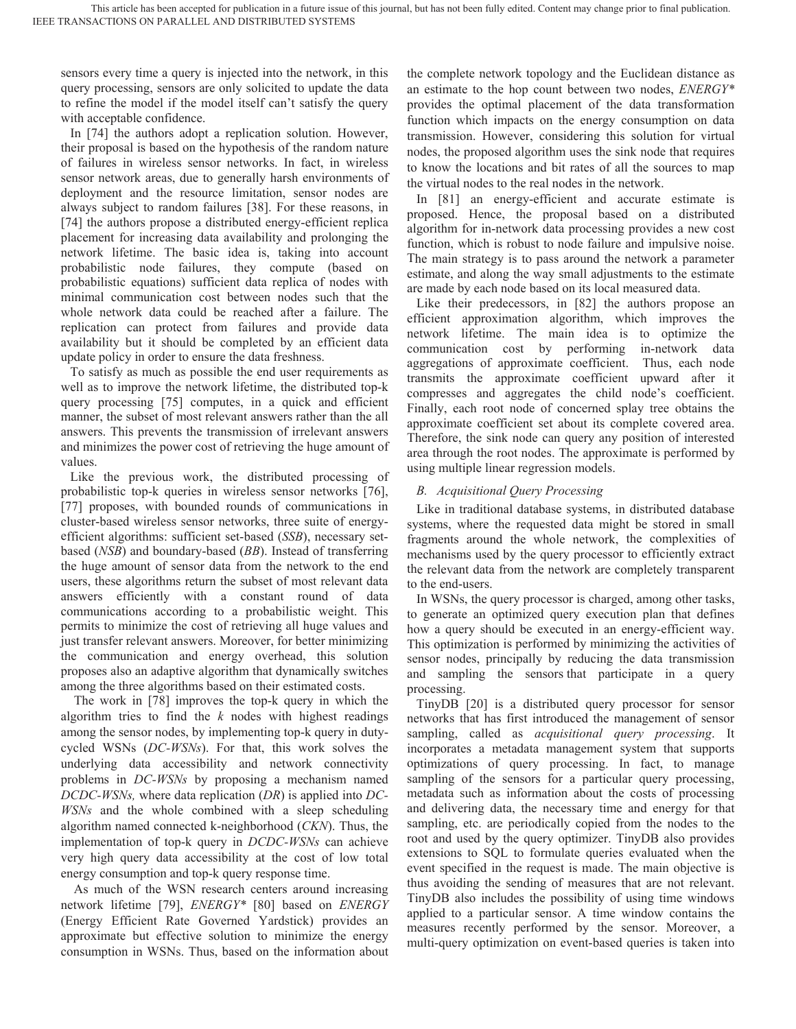sensors every time a query is injected into the network, in this query processing, sensors are only solicited to update the data to refine the model if the model itself can't satisfy the query with acceptable confidence.

In [74] the authors adopt a replication solution. However, their proposal is based on the hypothesis of the random nature of failures in wireless sensor networks. In fact, in wireless sensor network areas, due to generally harsh environments of deployment and the resource limitation, sensor nodes are always subject to random failures [38]. For these reasons, in [74] the authors propose a distributed energy-efficient replica placement for increasing data availability and prolonging the network lifetime. The basic idea is, taking into account probabilistic node failures, they compute (based on probabilistic equations) sufficient data replica of nodes with minimal communication cost between nodes such that the whole network data could be reached after a failure. The replication can protect from failures and provide data availability but it should be completed by an efficient data update policy in order to ensure the data freshness.

To satisfy as much as possible the end user requirements as well as to improve the network lifetime, the distributed top-k query processing [75] computes, in a quick and efficient manner, the subset of most relevant answers rather than the all answers. This prevents the transmission of irrelevant answers and minimizes the power cost of retrieving the huge amount of values.

Like the previous work, the distributed processing of probabilistic top-k queries in wireless sensor networks [76], [77] proposes, with bounded rounds of communications in cluster-based wireless sensor networks, three suite of energy-efficient algorithms: sufficient set-based (*SSB*), necessary set-based (*NSB*) and boundary-based (*BB*). Instead of transferring the huge amount of sensor data from the network to the end users, these algorithms return the subset of most relevant data answers efficiently with a constant round of data communications according to a probabilistic weight. This permits to minimize the cost of retrieving all huge values and just transfer relevant answers. Moreover, for better minimizing the communication and energy overhead, this solution proposes also an adaptive algorithm that dynamically switches among the three algorithms based on their estimated costs.

The work in [78] improves the top-k query in which the algorithm tries to find the *k* nodes with highest readings among the sensor nodes, by implementing top-k query in duty-cycled WSNs (*DC-WSNs*). For that, this work solves the underlying data accessibility and network connectivity problems in *DC-WSNs* by proposing a mechanism named *DCDC-WSNs,* where data replication (*DR*) is applied into *DC-WSNs* and the whole combined with a sleep scheduling algorithm named connected k-neighborhood (*CKN*). Thus, the implementation of top-k query in *DCDC-WSNs* can achieve very high query data accessibility at the cost of low total energy consumption and top-k query response time.

As much of the WSN research centers around increasing network lifetime [79], *ENERGY\** [80] based on *ENERGY* (Energy Efficient Rate Governed Yardstick) provides an approximate but effective solution to minimize the energy consumption in WSNs. Thus, based on the information about the complete network topology and the Euclidean distance as an estimate to the hop count between two nodes, *ENERGY\** provides the optimal placement of the data transformation function which impacts on the energy consumption on data transmission. However, considering this solution for virtual nodes, the proposed algorithm uses the sink node that requires to know the locations and bit rates of all the sources to map the virtual nodes to the real nodes in the network.

In [81] an energy-efficient and accurate estimate is proposed. Hence, the proposal based on a distributed algorithm for in-network data processing provides a new cost function, which is robust to node failure and impulsive noise. The main strategy is to pass around the network a parameter estimate, and along the way small adjustments to the estimate are made by each node based on its local measured data.

Like their predecessors, in [82] the authors propose an efficient approximation algorithm, which improves the network lifetime. The main idea is to optimize the communication cost by performing in-network data aggregations of approximate coefficient. Thus, each node transmits the approximate coefficient upward after it compresses and aggregates the child node's coefficient. Finally, each root node of concerned splay tree obtains the approximate coefficient set about its complete covered area. Therefore, the sink node can query any position of interested area through the root nodes. The approximate is performed by using multiple linear regression models.

### *B. Acquisitional Query Processing*

Like in traditional database systems, in distributed database systems, where the requested data might be stored in small fragments around the whole network, the complexities of mechanisms used by the query processor to efficiently extract the relevant data from the network are completely transparent to the end-users.

In WSNs, the query processor is charged, among other tasks, to generate an optimized query execution plan that defines how a query should be executed in an energy-efficient way. This optimization is performed by minimizing the activities of sensor nodes, principally by reducing the data transmission and sampling the sensors that participate in a query processing.

TinyDB [20] is a distributed query processor for sensor networks that has first introduced the management of sensor sampling, called as *acquisitional query processing*. It incorporates a metadata management system that supports optimizations of query processing. In fact, to manage sampling of the sensors for a particular query processing, metadata such as information about the costs of processing and delivering data, the necessary time and energy for that sampling, etc. are periodically copied from the nodes to the root and used by the query optimizer. TinyDB also provides extensions to SQL to formulate queries evaluated when the event specified in the request is made. The main objective is thus avoiding the sending of measures that are not relevant. TinyDB also includes the possibility of using time windows applied to a particular sensor. A time window contains the measures recently performed by the sensor. Moreover, a multi-query optimization on event-based queries is taken into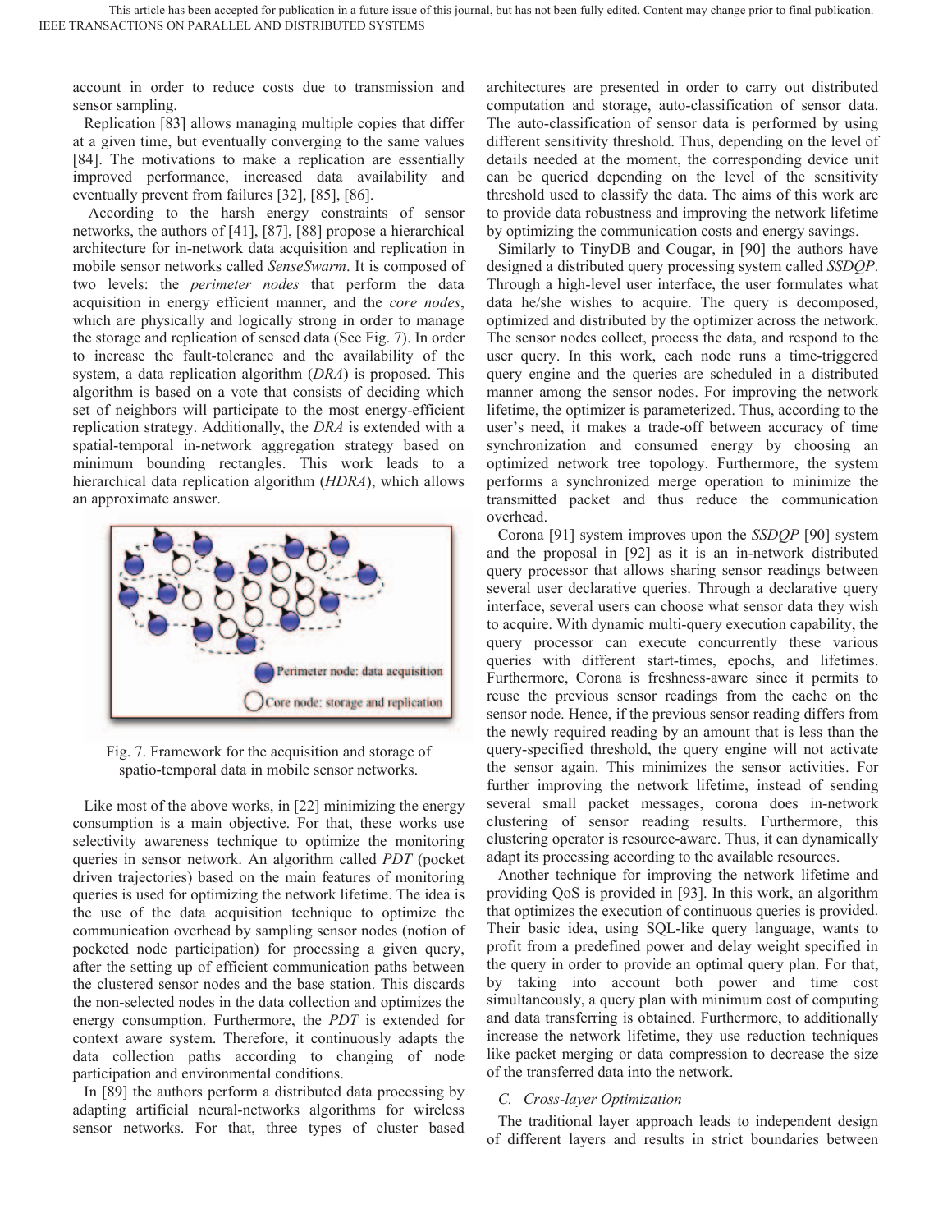account in order to reduce costs due to transmission and sensor sampling.

Replication [83] allows managing multiple copies that differ at a given time, but eventually converging to the same values [84]. The motivations to make a replication are essentially improved performance, increased data availability and eventually prevent from failures [32], [85], [86].

According to the harsh energy constraints of sensor networks, the authors of [41], [87], [88] propose a hierarchical architecture for in-network data acquisition and replication in mobile sensor networks called *SenseSwarm*. It is composed of two levels: the *perimeter nodes* that perform the data acquisition in energy efficient manner, and the *core nodes*, which are physically and logically strong in order to manage the storage and replication of sensed data (See Fig. 7). In order to increase the fault-tolerance and the availability of the system, a data replication algorithm (*DRA*) is proposed. This algorithm is based on a vote that consists of deciding which set of neighbors will participate to the most energy-efficient replication strategy. Additionally, the *DRA* is extended with a spatial-temporal in-network aggregation strategy based on minimum bounding rectangles. This work leads to a hierarchical data replication algorithm (*HDRA*), which allows an approximate answer.

Fig. 7. Framework for the acquisition and storage of spatio-temporal data in mobile sensor networks.

Like most of the above works, in [22] minimizing the energy consumption is a main objective. For that, these works use selectivity awareness technique to optimize the monitoring queries in sensor network. An algorithm called *PDT* (pocket driven trajectories) based on the main features of monitoring queries is used for optimizing the network lifetime. The idea is the use of the data acquisition technique to optimize the communication overhead by sampling sensor nodes (notion of pocketed node participation) for processing a given query, after the setting up of efficient communication paths between the clustered sensor nodes and the base station. This discards the non-selected nodes in the data collection and optimizes the energy consumption. Furthermore, the *PDT* is extended for context aware system. Therefore, it continuously adapts the data collection paths according to changing of node participation and environmental conditions.

In [89] the authors perform a distributed data processing by adapting artificial neural-networks algorithms for wireless sensor networks. For that, three types of cluster based architectures are presented in order to carry out distributed computation and storage, auto-classification of sensor data. The auto-classification of sensor data is performed by using different sensitivity threshold. Thus, depending on the level of details needed at the moment, the corresponding device unit can be queried depending on the level of the sensitivity threshold used to classify the data. The aims of this work are to provide data robustness and improving the network lifetime by optimizing the communication costs and energy savings.

Similarly to TinyDB and Cougar, in [90] the authors have designed a distributed query processing system called *SSDQP*. Through a high-level user interface, the user formulates what data he/she wishes to acquire. The query is decomposed, optimized and distributed by the optimizer across the network. The sensor nodes collect, process the data, and respond to the user query. In this work, each node runs a time-triggered query engine and the queries are scheduled in a distributed manner among the sensor nodes. For improving the network lifetime, the optimizer is parameterized. Thus, according to the user's need, it makes a trade-off between accuracy of time synchronization and consumed energy by choosing an optimized network tree topology. Furthermore, the system performs a synchronized merge operation to minimize the transmitted packet and thus reduce the communication overhead.

Corona [91] system improves upon the *SSDQP* [90] system and the proposal in [92] as it is an in-network distributed query processor that allows sharing sensor readings between several user declarative queries. Through a declarative query interface, several users can choose what sensor data they wish to acquire. With dynamic multi-query execution capability, the query processor can execute concurrently these various queries with different start-times, epochs, and lifetimes. Furthermore, Corona is freshness-aware since it permits to reuse the previous sensor readings from the cache on the sensor node. Hence, if the previous sensor reading differs from the newly required reading by an amount that is less than the query-specified threshold, the query engine will not activate the sensor again. This minimizes the sensor activities. For further improving the network lifetime, instead of sending several small packet messages, corona does in-network clustering of sensor reading results. Furthermore, this clustering operator is resource-aware. Thus, it can dynamically adapt its processing according to the available resources.

Another technique for improving the network lifetime and providing QoS is provided in [93]. In this work, an algorithm that optimizes the execution of continuous queries is provided. Their basic idea, using SQL-like query language, wants to profit from a predefined power and delay weight specified in the query in order to provide an optimal query plan. For that, by taking into account both power and time cost simultaneously, a query plan with minimum cost of computing and data transferring is obtained. Furthermore, to additionally increase the network lifetime, they use reduction techniques like packet merging or data compression to decrease the size of the transferred data into the network.

### C. Cross-layer Optimization

The traditional layer approach leads to independent design of different layers and results in strict boundaries between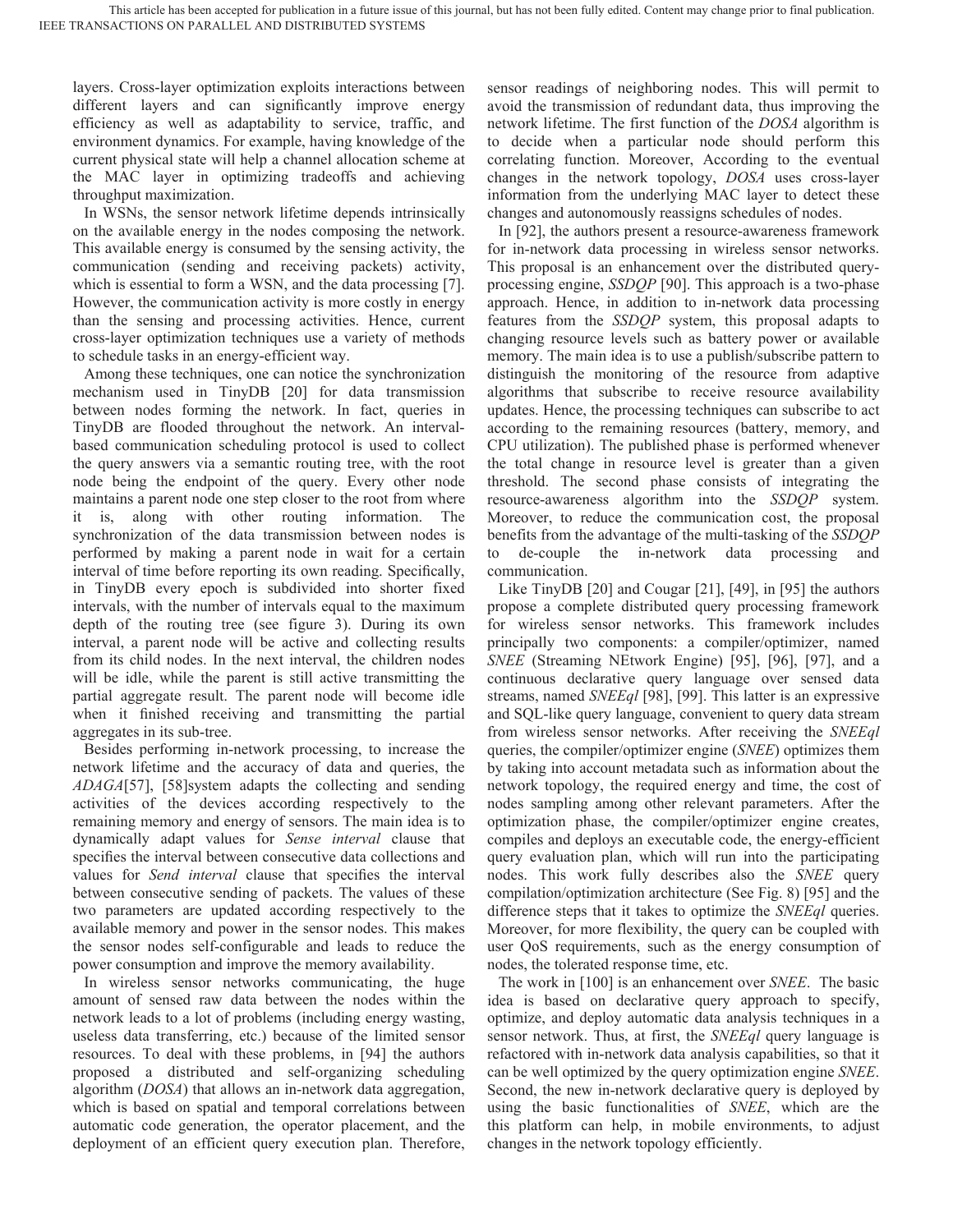layers. Cross-layer optimization exploits interactions between different layers and can significantly improve energy efficiency as well as adaptability to service, traffic, and environment dynamics. For example, having knowledge of the current physical state will help a channel allocation scheme at the MAC layer in optimizing tradeoffs and achieving throughput maximization.

In WSNs, the sensor network lifetime depends intrinsically on the available energy in the nodes composing the network. This available energy is consumed by the sensing activity, the communication (sending and receiving packets) activity, which is essential to form a WSN, and the data processing [7]. However, the communication activity is more costly in energy than the sensing and processing activities. Hence, current cross-layer optimization techniques use a variety of methods to schedule tasks in an energy-efficient way.

Among these techniques, one can notice the synchronization mechanism used in TinyDB [20] for data transmission between nodes forming the network. In fact, queries in TinyDB are flooded throughout the network. An interval-based communication scheduling protocol is used to collect the query answers via a semantic routing tree, with the root node being the endpoint of the query. Every other node maintains a parent node one step closer to the root from where it is, along with other routing information. The synchronization of the data transmission between nodes is performed by making a parent node in wait for a certain interval of time before reporting its own reading. Specifically, in TinyDB every epoch is subdivided into shorter fixed intervals, with the number of intervals equal to the maximum depth of the routing tree (see figure 3). During its own interval, a parent node will be active and collecting results from its child nodes. In the next interval, the children nodes will be idle, while the parent is still active transmitting the partial aggregate result. The parent node will become idle when it finished receiving and transmitting the partial aggregates in its sub-tree.

Besides performing in-network processing, to increase the network lifetime and the accuracy of data and queries, the *ADAGA*[57], [58]system adapts the collecting and sending activities of the devices according respectively to the remaining memory and energy of sensors. The main idea is to dynamically adapt values for *Sense interval* clause that specifies the interval between consecutive data collections and values for *Send interval* clause that specifies the interval between consecutive sending of packets. The values of these two parameters are updated according respectively to the available memory and power in the sensor nodes. This makes the sensor nodes self-configurable and leads to reduce the power consumption and improve the memory availability.

In wireless sensor networks communicating, the huge amount of sensed raw data between the nodes within the network leads to a lot of problems (including energy wasting, useless data transferring, etc.) because of the limited sensor resources. To deal with these problems, in [94] the authors proposed a distributed and self-organizing scheduling algorithm (*DOSA*) that allows an in-network data aggregation, which is based on spatial and temporal correlations between automatic code generation, the operator placement, and the deployment of an efficient query execution plan. Therefore, sensor readings of neighboring nodes. This will permit to avoid the transmission of redundant data, thus improving the network lifetime. The first function of the *DOSA* algorithm is to decide when a particular node should perform this correlating function. Moreover, According to the eventual changes in the network topology, *DOSA* uses cross-layer information from the underlying MAC layer to detect these changes and autonomously reassigns schedules of nodes.

In [92], the authors present a resource-awareness framework for in-network data processing in wireless sensor networks. This proposal is an enhancement over the distributed query-processing engine, *SSDQP* [90]. This approach is a two-phase approach. Hence, in addition to in-network data processing features from the *SSDQP* system, this proposal adapts to changing resource levels such as battery power or available memory. The main idea is to use a publish/subscribe pattern to distinguish the monitoring of the resource from adaptive algorithms that subscribe to receive resource availability updates. Hence, the processing techniques can subscribe to act according to the remaining resources (battery, memory, and CPU utilization). The published phase is performed whenever the total change in resource level is greater than a given threshold. The second phase consists of integrating the resource-awareness algorithm into the *SSDQP* system. Moreover, to reduce the communication cost, the proposal benefits from the advantage of the multi-tasking of the *SSDQP* to de-couple the in-network data processing and communication.

Like TinyDB [20] and Cougar [21], [49], in [95] the authors propose a complete distributed query processing framework for wireless sensor networks. This framework includes principally two components: a compiler/optimizer, named *SNEE* (Streaming NEtwork Engine) [95], [96], [97], and a continuous declarative query language over sensed data streams, named *SNEEql* [98], [99]. This latter is an expressive and SQL-like query language, convenient to query data stream from wireless sensor networks. After receiving the *SNEEql* queries, the compiler/optimizer engine (*SNEE*) optimizes them by taking into account metadata such as information about the network topology, the required energy and time, the cost of nodes sampling among other relevant parameters. After the optimization phase, the compiler/optimizer engine creates, compiles and deploys an executable code, the energy-efficient query evaluation plan, which will run into the participating nodes. This work fully describes also the *SNEE* query compilation/optimization architecture (See Fig. 8) [95] and the difference steps that it takes to optimize the *SNEEql* queries. Moreover, for more flexibility, the query can be coupled with user QoS requirements, such as the energy consumption of nodes, the tolerated response time, etc.

The work in [100] is an enhancement over *SNEE*. The basic idea is based on declarative query approach to specify, optimize, and deploy automatic data analysis techniques in a sensor network. Thus, at first, the *SNEEql* query language is refactored with in-network data analysis capabilities, so that it can be well optimized by the query optimization engine *SNEE*. Second, the new in-network declarative query is deployed by using the basic functionalities of *SNEE*, which are the this platform can help, in mobile environments, to adjust changes in the network topology efficiently.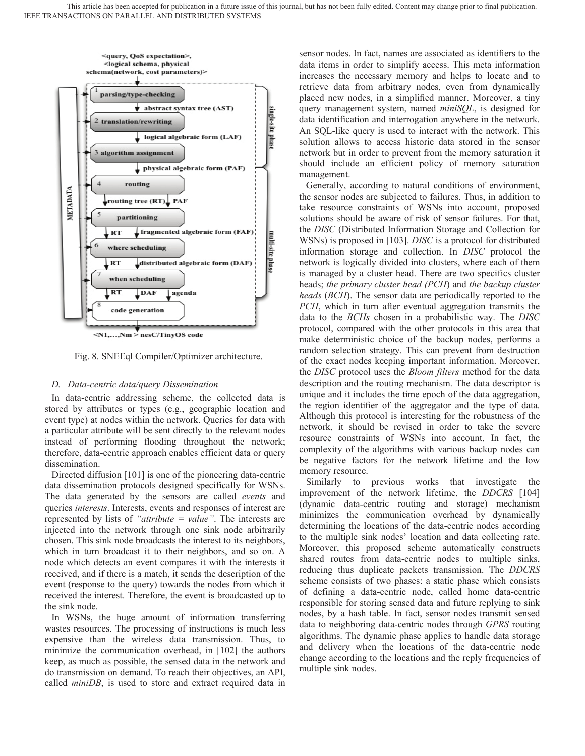<query, QoS expectation>,
<logical schema, physical schema(network, cost parameters)>

METADATA

1 parsing/type-checking
abstract syntax tree (AST)
2 translation/rewriting
logical algebraic form (LAF)
3 algorithm assignment
physical algebraic form (PAF)
single-site phase

4 routing
routing tree (RT) PAF
5 partitioning
RT fragmented algebraic form (FAF)
6 where scheduling
RT distributed algebraic form (DAF)
7 when scheduling
RT DAF agenda
8 code generation
multi-site phase

<N1,…,Nm > nesC/TinyOS code

Fig. 8. SNEEql Compiler/Optimizer architecture.

### D. Data-centric data/query Dissemination

In data-centric addressing scheme, the collected data is stored by attributes or types (e.g., geographic location and event type) at nodes within the network. Queries for data with a particular attribute will be sent directly to the relevant nodes instead of performing flooding throughout the network; therefore, data-centric approach enables efficient data or query dissemination.

Directed diffusion [101] is one of the pioneering data-centric data dissemination protocols designed specifically for WSNs. The data generated by the sensors are called *events* and queries *interests*. Interests, events and responses of interest are represented by lists of *"attribute = value"*. The interests are injected into the network through one sink node arbitrarily chosen. This sink node broadcasts the interest to its neighbors, which in turn broadcast it to their neighbors, and so on. A node which detects an event compares it with the interests it received, and if there is a match, it sends the description of the event (response to the query) towards the nodes from which it received the interest. Therefore, the event is broadcasted up to the sink node.

In WSNs, the huge amount of information transferring wastes resources. The processing of instructions is much less expensive than the wireless data transmission. Thus, to minimize the communication overhead, in [102] the authors keep, as much as possible, the sensed data in the network and do transmission on demand. To reach their objectives, an API, called *miniDB*, is used to store and extract required data in sensor nodes. In fact, names are associated as identifiers to the data items in order to simplify access. This meta information increases the necessary memory and helps to locate and to retrieve data from arbitrary nodes, even from dynamically placed new nodes, in a simplified manner. Moreover, a tiny query management system, named *miniSQL*, is designed for data identification and interrogation anywhere in the network. An SQL-like query is used to interact with the network. This solution allows to access historic data stored in the sensor network but in order to prevent from the memory saturation it should include an efficient policy of memory saturation management.

Generally, according to natural conditions of environment, the sensor nodes are subjected to failures. Thus, in addition to take resource constraints of WSNs into account, proposed solutions should be aware of risk of sensor failures. For that, the *DISC* (Distributed Information Storage and Collection for WSNs) is proposed in [103]. *DISC* is a protocol for distributed information storage and collection. In *DISC* protocol the network is logically divided into clusters, where each of them is managed by a cluster head. There are two specifics cluster heads; *the primary cluster head (PCH)* and *the backup cluster heads* (*BCH*). The sensor data are periodically reported to the *PCH*, which in turn after eventual aggregation transmits the data to the *BCHs* chosen in a probabilistic way. The *DISC* protocol, compared with the other protocols in this area that make deterministic choice of the backup nodes, performs a random selection strategy. This can prevent from destruction of the exact nodes keeping important information. Moreover, the *DISC* protocol uses the *Bloom filters* method for the data description and the routing mechanism. The data descriptor is unique and it includes the time epoch of the data aggregation, the region identifier of the aggregator and the type of data. Although this protocol is interesting for the robustness of the network, it should be revised in order to take the severe resource constraints of WSNs into account. In fact, the complexity of the algorithms with various backup nodes can be negative factors for the network lifetime and the low memory resource.

Similarly to previous works that investigate the improvement of the network lifetime, the *DDCRS* [104] (dynamic data-centric routing and storage) mechanism minimizes the communication overhead by dynamically determining the locations of the data-centric nodes according to the multiple sink nodes' location and data collecting rate. Moreover, this proposed scheme automatically constructs shared routes from data-centric nodes to multiple sinks, reducing thus duplicate packets transmission. The *DDCRS* scheme consists of two phases: a static phase which consists of defining a data-centric node, called home data-centric responsible for storing sensed data and future replying to sink nodes, by a hash table. In fact, sensor nodes transmit sensed data to neighboring data-centric nodes through *GPRS* routing algorithms. The dynamic phase applies to handle data storage and delivery when the locations of the data-centric node change according to the locations and the reply frequencies of multiple sink nodes.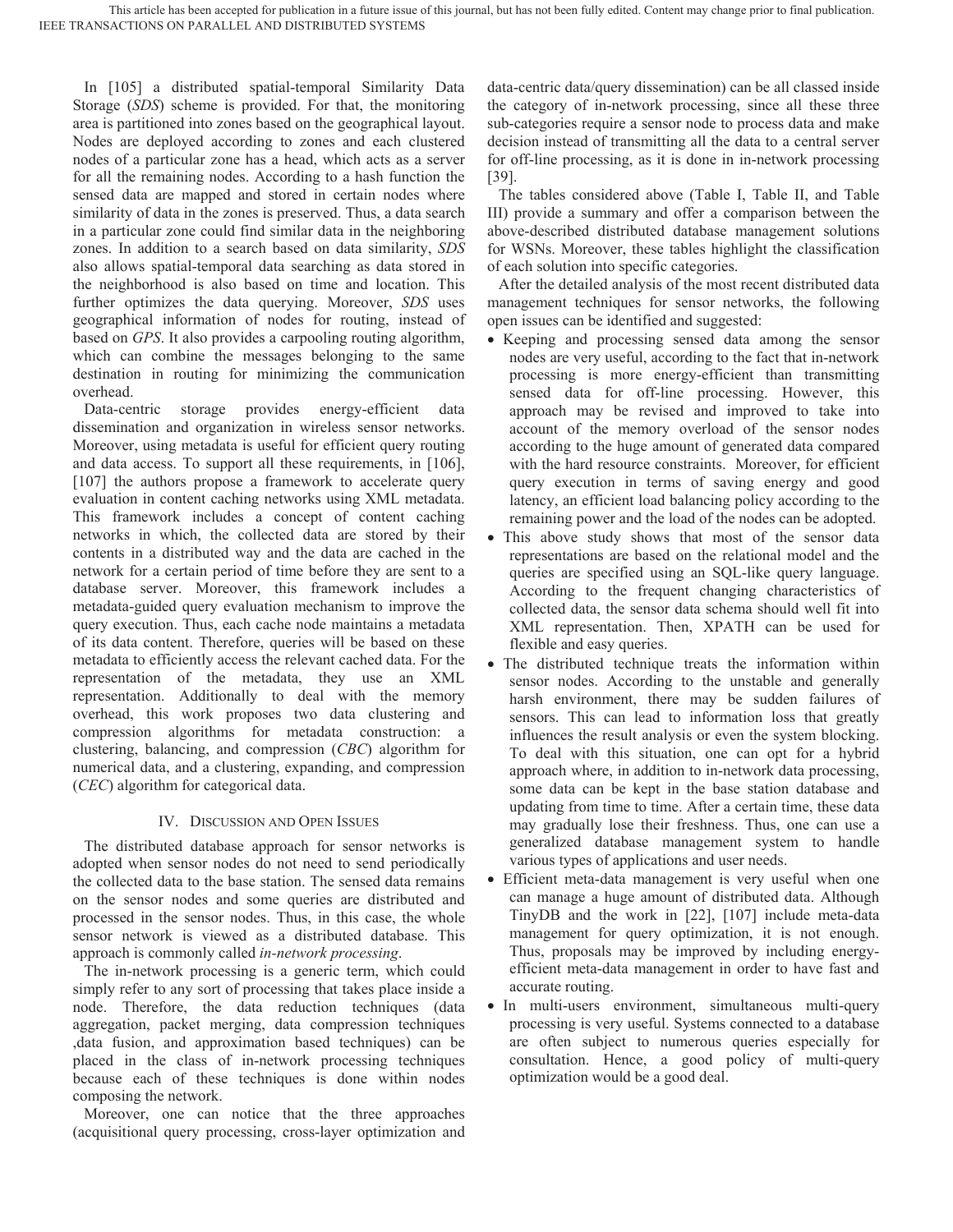In [105] a distributed spatial-temporal Similarity Data Storage (*SDS*) scheme is provided. For that, the monitoring area is partitioned into zones based on the geographical layout. Nodes are deployed according to zones and each clustered nodes of a particular zone has a head, which acts as a server for all the remaining nodes. According to a hash function the sensed data are mapped and stored in certain nodes where similarity of data in the zones is preserved. Thus, a data search in a particular zone could find similar data in the neighboring zones. In addition to a search based on data similarity, *SDS* also allows spatial-temporal data searching as data stored in the neighborhood is also based on time and location. This further optimizes the data querying. Moreover, *SDS* uses geographical information of nodes for routing, instead of based on *GPS*. It also provides a carpooling routing algorithm, which can combine the messages belonging to the same destination in routing for minimizing the communication overhead.

Data-centric storage provides energy-efficient data dissemination and organization in wireless sensor networks. Moreover, using metadata is useful for efficient query routing and data access. To support all these requirements, in [106], [107] the authors propose a framework to accelerate query evaluation in content caching networks using XML metadata. This framework includes a concept of content caching networks in which, the collected data are stored by their contents in a distributed way and the data are cached in the network for a certain period of time before they are sent to a database server. Moreover, this framework includes a metadata-guided query evaluation mechanism to improve the query execution. Thus, each cache node maintains a metadata of its data content. Therefore, queries will be based on these metadata to efficiently access the relevant cached data. For the representation of the metadata, they use an XML representation. Additionally to deal with the memory overhead, this work proposes two data clustering and compression algorithms for metadata construction: a clustering, balancing, and compression (*CBC*) algorithm for numerical data, and a clustering, expanding, and compression (*CEC*) algorithm for categorical data.

## IV. Discussion and Open Issues

The distributed database approach for sensor networks is adopted when sensor nodes do not need to send periodically the collected data to the base station. The sensed data remains on the sensor nodes and some queries are distributed and processed in the sensor nodes. Thus, in this case, the whole sensor network is viewed as a distributed database. This approach is commonly called *in-network processing*.

The in-network processing is a generic term, which could simply refer to any sort of processing that takes place inside a node. Therefore, the data reduction techniques (data aggregation, packet merging, data compression techniques ,data fusion, and approximation based techniques) can be placed in the class of in-network processing techniques because each of these techniques is done within nodes composing the network.

Moreover, one can notice that the three approaches (acquisitional query processing, cross-layer optimization and data-centric data/query dissemination) can be all classed inside the category of in-network processing, since all these three sub-categories require a sensor node to process data and make decision instead of transmitting all the data to a central server for off-line processing, as it is done in in-network processing [39].

The tables considered above (Table I, Table II, and Table III) provide a summary and offer a comparison between the above-described distributed database management solutions for WSNs. Moreover, these tables highlight the classification of each solution into specific categories.

After the detailed analysis of the most recent distributed data management techniques for sensor networks, the following open issues can be identified and suggested:

- Keeping and processing sensed data among the sensor nodes are very useful, according to the fact that in-network processing is more energy-efficient than transmitting sensed data for off-line processing. However, this approach may be revised and improved to take into account of the memory overload of the sensor nodes according to the huge amount of generated data compared with the hard resource constraints. Moreover, for efficient query execution in terms of saving energy and good latency, an efficient load balancing policy according to the remaining power and the load of the nodes can be adopted.
- This above study shows that most of the sensor data representations are based on the relational model and the queries are specified using an SQL-like query language. According to the frequent changing characteristics of collected data, the sensor data schema should well fit into XML representation. Then, XPATH can be used for flexible and easy queries.
- The distributed technique treats the information within sensor nodes. According to the unstable and generally harsh environment, there may be sudden failures of sensors. This can lead to information loss that greatly influences the result analysis or even the system blocking. To deal with this situation, one can opt for a hybrid approach where, in addition to in-network data processing, some data can be kept in the base station database and updating from time to time. After a certain time, these data may gradually lose their freshness. Thus, one can use a generalized database management system to handle various types of applications and user needs.
- Efficient meta-data management is very useful when one can manage a huge amount of distributed data. Although TinyDB and the work in [22], [107] include meta-data management for query optimization, it is not enough. Thus, proposals may be improved by including energy-efficient meta-data management in order to have fast and accurate routing.
- In multi-users environment, simultaneous multi-query processing is very useful. Systems connected to a database are often subject to numerous queries especially for consultation. Hence, a good policy of multi-query optimization would be a good deal.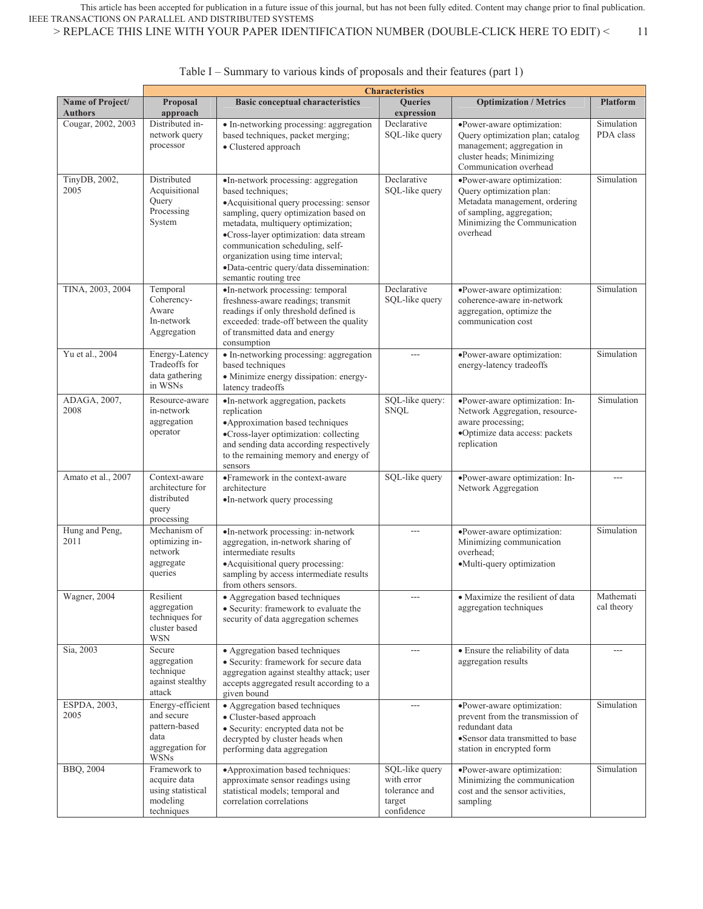Table I – Summary to various kinds of proposals and their features (part 1)

| | Characteristics | | | | |
|---|---|---|---|---|---|
| **Name of Project/ Authors** | **Proposal approach** | **Basic conceptual characteristics** | **Queries expression** | **Optimization / Metrics** | **Platform** |
| Cougar, 2002, 2003 | Distributed in-network query processor | • In-networking processing: aggregation based techniques, packet merging;<br>• Clustered approach | Declarative SQL-like query | •Power-aware optimization: Query optimization plan; catalog management; aggregation in cluster heads; Minimizing Communication overhead | Simulation PDA class |
| TinyDB, 2002, 2005 | Distributed Acquisitional Query Processing System | •In-network processing: aggregation based techniques;<br>•Acquisitional query processing: sensor sampling, query optimization based on metadata, multiquery optimization;<br>•Cross-layer optimization: data stream communication scheduling, self-organization using time interval;<br>•Data-centric query/data dissemination: semantic routing tree | Declarative SQL-like query | •Power-aware optimization: Query optimization plan: Metadata management, ordering of sampling, aggregation; Minimizing the Communication overhead | Simulation |
| TINA, 2003, 2004 | Temporal Coherency-Aware In-network Aggregation | •In-network processing: temporal freshness-aware readings; transmit readings if only threshold defined is exceeded: trade-off between the quality of transmitted data and energy consumption | Declarative SQL-like query | •Power-aware optimization: coherence-aware in-network aggregation, optimize the communication cost | Simulation |
| Yu et al., 2004 | Energy-Latency Tradeoffs for data gathering in WSNs | • In-networking processing: aggregation based techniques<br>• Minimize energy dissipation: energy-latency tradeoffs | --- | •Power-aware optimization: energy-latency tradeoffs | Simulation |
| ADAGA, 2007, 2008 | Resource-aware in-network aggregation operator | •In-network aggregation, packets replication<br>•Approximation based techniques<br>•Cross-layer optimization: collecting and sending data according respectively to the remaining memory and energy of sensors | SQL-like query: SNQL | •Power-aware optimization: In-Network Aggregation, resource-aware processing;<br>•Optimize data access: packets replication | Simulation |
| Amato et al., 2007 | Context-aware architecture for distributed query processing | •Framework in the context-aware architecture<br>•In-network query processing | SQL-like query | •Power-aware optimization: In-Network Aggregation | --- |
| Hung and Peng, 2011 | Mechanism of optimizing in-network aggregate queries | •In-network processing: in-network aggregation, in-network sharing of intermediate results<br>•Acquisitional query processing: sampling by access intermediate results from others sensors. | --- | •Power-aware optimization: Minimizing communication overhead;<br>•Multi-query optimization | Simulation |
| Wagner, 2004 | Resilient aggregation techniques for cluster based WSN | • Aggregation based techniques<br>• Security: framework to evaluate the security of data aggregation schemes | --- | • Maximize the resilient of data aggregation techniques | Mathematical theory |
| Sia, 2003 | Secure aggregation technique against stealthy attack | • Aggregation based techniques<br>• Security: framework for secure data aggregation against stealthy attack; user accepts aggregated result according to a given bound | --- | • Ensure the reliability of data aggregation results | --- |
| ESPDA, 2003, 2005 | Energy-efficient and secure pattern-based data aggregation for WSNs | • Aggregation based techniques<br>• Cluster-based approach<br>• Security: encrypted data not be decrypted by cluster heads when performing data aggregation | --- | •Power-aware optimization: prevent from the transmission of redundant data<br>•Sensor data transmitted to base station in encrypted form | Simulation |
| BBQ, 2004 | Framework to acquire data using statistical modeling techniques | •Approximation based techniques: approximate sensor readings using statistical models; temporal and correlation correlations | SQL-like query with error tolerance and target confidence | •Power-aware optimization: Minimizing the communication cost and the sensor activities, sampling | Simulation |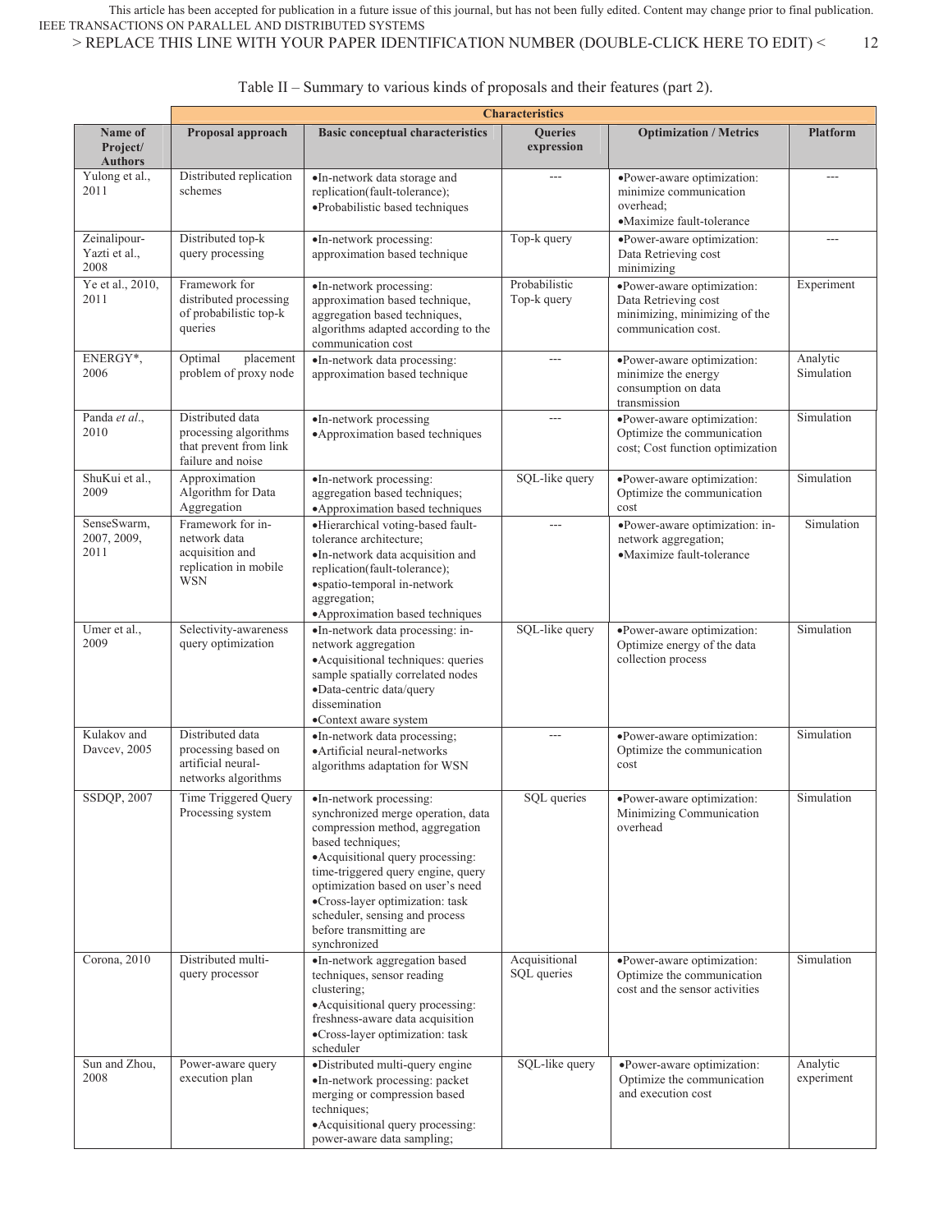Table II – Summary to various kinds of proposals and their features (part 2).

| Name of Project/ Authors | Characteristics | | | | |
|---|---|---|---|---|---|
| | **Proposal approach** | **Basic conceptual characteristics** | **Queries expression** | **Optimization / Metrics** | **Platform** |
| Yulong et al., 2011 | Distributed replication schemes | •In-network data storage and replication(fault-tolerance); •Probabilistic based techniques | --- | •Power-aware optimization: minimize communication overhead; •Maximize fault-tolerance | --- |
| Zeinalipour-Yazti et al., 2008 | Distributed top-k query processing | •In-network processing: approximation based technique | Top-k query | •Power-aware optimization: Data Retrieving cost minimizing | --- |
| Ye et al., 2010, 2011 | Framework for distributed processing of probabilistic top-k queries | •In-network processing: approximation based technique, aggregation based techniques, algorithms adapted according to the communication cost | Probabilistic Top-k query | •Power-aware optimization: Data Retrieving cost minimizing, minimizing of the communication cost. | Experiment |
| ENERGY*, 2006 | Optimal placement problem of proxy node | •In-network data processing: approximation based technique | --- | •Power-aware optimization: minimize the energy consumption on data transmission | Analytic Simulation |
| Panda *et al.*, 2010 | Distributed data processing algorithms that prevent from link failure and noise | •In-network processing •Approximation based techniques | --- | •Power-aware optimization: Optimize the communication cost; Cost function optimization | Simulation |
| ShuKui et al., 2009 | Approximation Algorithm for Data Aggregation | •In-network processing: aggregation based techniques; •Approximation based techniques | SQL-like query | •Power-aware optimization: Optimize the communication cost | Simulation |
| SenseSwarm, 2007, 2009, 2011 | Framework for in-network data acquisition and replication in mobile WSN | •Hierarchical voting-based fault-tolerance architecture; •In-network data acquisition and replication(fault-tolerance); •spatio-temporal in-network aggregation; •Approximation based techniques | --- | •Power-aware optimization: in-network aggregation; •Maximize fault-tolerance | Simulation |
| Umer et al., 2009 | Selectivity-awareness query optimization | •In-network data processing: in-network aggregation •Acquisitional techniques: queries sample spatially correlated nodes •Data-centric data/query dissemination •Context aware system | SQL-like query | •Power-aware optimization: Optimize energy of the data collection process | Simulation |
| Kulakov and Davcev, 2005 | Distributed data processing based on artificial neural-networks algorithms | •In-network data processing; •Artificial neural-networks algorithms adaptation for WSN | --- | •Power-aware optimization: Optimize the communication cost | Simulation |
| SSDQP, 2007 | Time Triggered Query Processing system | •In-network processing: synchronized merge operation, data compression method, aggregation based techniques; •Acquisitional query processing: time-triggered query engine, query optimization based on user's need •Cross-layer optimization: task scheduler, sensing and process before transmitting are synchronized | SQL queries | •Power-aware optimization: Minimizing Communication overhead | Simulation |
| Corona, 2010 | Distributed multi-query processor | •In-network aggregation based techniques, sensor reading clustering; •Acquisitional query processing: freshness-aware data acquisition •Cross-layer optimization: task scheduler | Acquisitional SQL queries | •Power-aware optimization: Optimize the communication cost and the sensor activities | Simulation |
| Sun and Zhou, 2008 | Power-aware query execution plan | •Distributed multi-query engine •In-network processing: packet merging or compression based techniques; •Acquisitional query processing: power-aware data sampling; | SQL-like query | •Power-aware optimization: Optimize the communication and execution cost | Analytic experiment |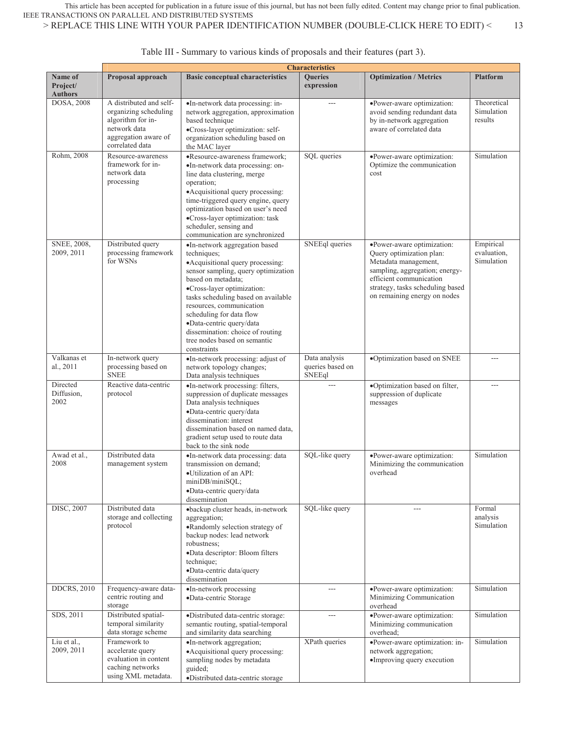Table III - Summary to various kinds of proposals and their features (part 3).

| Name of Project/ Authors | Characteristics | | | | |
|---|---|---|---|---|---|
| | **Proposal approach** | **Basic conceptual characteristics** | **Queries expression** | **Optimization / Metrics** | **Platform** |
| DOSA, 2008 | A distributed and self-organizing scheduling algorithm for in-network data aggregation aware of correlated data | •In-network data processing: in-network aggregation, approximation based technique<br>•Cross-layer optimization: self-organization scheduling based on the MAC layer | --- | •Power-aware optimization: avoid sending redundant data by in-network aggregation aware of correlated data | Theoretical Simulation results |
| Rohm, 2008 | Resource-awareness framework for in-network data processing | •Resource-awareness framework;<br>•In-network data processing: on-line data clustering, merge operation;<br>•Acquisitional query processing: time-triggered query engine, query optimization based on user's need<br>•Cross-layer optimization: task scheduler, sensing and communication are synchronized | SQL queries | •Power-aware optimization: Optimize the communication cost | Simulation |
| SNEE, 2008, 2009, 2011 | Distributed query processing framework for WSNs | •In-network aggregation based techniques;<br>•Acquisitional query processing: sensor sampling, query optimization based on metadata;<br>•Cross-layer optimization: tasks scheduling based on available resources, communication scheduling for data flow<br>•Data-centric query/data dissemination: choice of routing tree nodes based on semantic constraints | SNEEql queries | •Power-aware optimization: Query optimization plan: Metadata management, sampling, aggregation; energy-efficient communication strategy, tasks scheduling based on remaining energy on nodes | Empirical evaluation, Simulation |
| Valkanas et al., 2011 | In-network query processing based on SNEE | •In-network processing: adjust of network topology changes; Data analysis techniques | Data analysis queries based on SNEEql | •Optimization based on SNEE | --- |
| Directed Diffusion, 2002 | Reactive data-centric protocol | •In-network processing: filters, suppression of duplicate messages Data analysis techniques<br>•Data-centric query/data dissemination: interest dissemination based on named data, gradient setup used to route data back to the sink node | --- | •Optimization based on filter, suppression of duplicate messages | --- |
| Awad et al., 2008 | Distributed data management system | •In-network data processing: data transmission on demand;<br>•Utilization of an API: miniDB/miniSQL;<br>•Data-centric query/data dissemination | SQL-like query | •Power-aware optimization: Minimizing the communication overhead | Simulation |
| DISC, 2007 | Distributed data storage and collecting protocol | •backup cluster heads, in-network aggregation;<br>•Randomly selection strategy of backup nodes: lead network robustness;<br>•Data descriptor: Bloom filters technique;<br>•Data-centric data/query dissemination | SQL-like query | --- | Formal analysis Simulation |
| DDCRS, 2010 | Frequency-aware data-centric routing and storage | •In-network processing<br>•Data-centric Storage | --- | •Power-aware optimization: Minimizing Communication overhead | Simulation |
| SDS, 2011 | Distributed spatial-temporal similarity data storage scheme | •Distributed data-centric storage: semantic routing, spatial-temporal and similarity data searching | --- | •Power-aware optimization: Minimizing communication overhead; | Simulation |
| Liu et al., 2009, 2011 | Framework to accelerate query evaluation in content caching networks using XML metadata. | •In-network aggregation;<br>•Acquisitional query processing: sampling nodes by metadata guided;<br>•Distributed data-centric storage | XPath queries | •Power-aware optimization: in-network aggregation;<br>•Improving query execution | Simulation |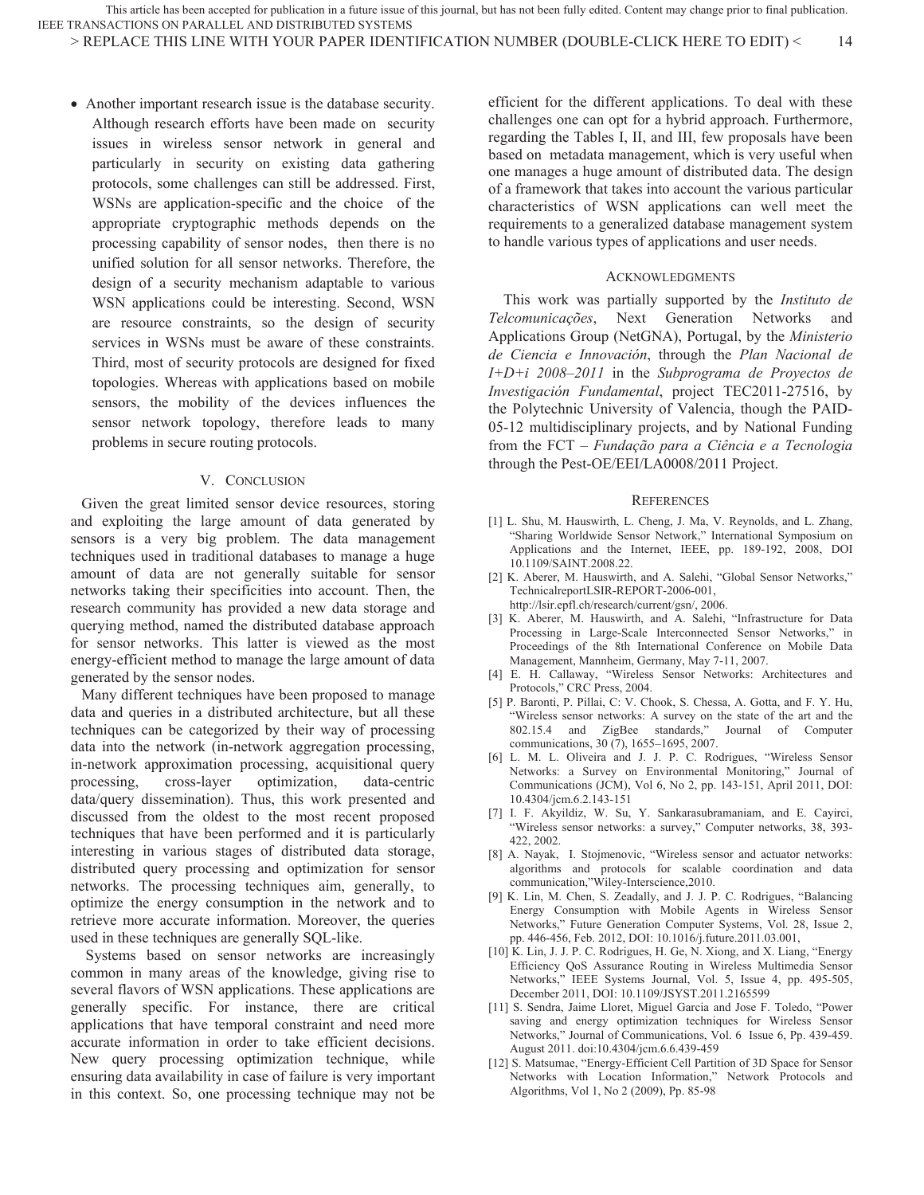- Another important research issue is the database security. Although research efforts have been made on security issues in wireless sensor network in general and particularly in security on existing data gathering protocols, some challenges can still be addressed. First, WSNs are application-specific and the choice of the appropriate cryptographic methods depends on the processing capability of sensor nodes, then there is no unified solution for all sensor networks. Therefore, the design of a security mechanism adaptable to various WSN applications could be interesting. Second, WSN are resource constraints, so the design of security services in WSNs must be aware of these constraints. Third, most of security protocols are designed for fixed topologies. Whereas with applications based on mobile sensors, the mobility of the devices influences the sensor network topology, therefore leads to many problems in secure routing protocols.

## V. Conclusion

Given the great limited sensor device resources, storing and exploiting the large amount of data generated by sensors is a very big problem. The data management techniques used in traditional databases to manage a huge amount of data are not generally suitable for sensor networks taking their specificities into account. Then, the research community has provided a new data storage and querying method, named the distributed database approach for sensor networks. This latter is viewed as the most energy-efficient method to manage the large amount of data generated by the sensor nodes.

Many different techniques have been proposed to manage data and queries in a distributed architecture, but all these techniques can be categorized by their way of processing data into the network (in-network aggregation processing, in-network approximation processing, acquisitional query processing, cross-layer optimization, data-centric data/query dissemination). Thus, this work presented and discussed from the oldest to the most recent proposed techniques that have been performed and it is particularly interesting in various stages of distributed data storage, distributed query processing and optimization for sensor networks. The processing techniques aim, generally, to optimize the energy consumption in the network and to retrieve more accurate information. Moreover, the queries used in these techniques are generally SQL-like.

Systems based on sensor networks are increasingly common in many areas of the knowledge, giving rise to several flavors of WSN applications. These applications are generally specific. For instance, there are critical applications that have temporal constraint and need more accurate information in order to take efficient decisions. New query processing optimization technique, while ensuring data availability in case of failure is very important in this context. So, one processing technique may not be efficient for the different applications. To deal with these challenges one can opt for a hybrid approach. Furthermore, regarding the Tables I, II, and III, few proposals have been based on metadata management, which is very useful when one manages a huge amount of distributed data. The design of a framework that takes into account the various particular characteristics of WSN applications can well meet the requirements to a generalized database management system to handle various types of applications and user needs.

## Acknowledgments

This work was partially supported by the *Instituto de Telecomunicações*, Next Generation Networks and Applications Group (NetGNA), Portugal, by the *Ministerio de Ciencia e Innovación*, through the *Plan Nacional de I+D+i 2008–2011* in the *Subprograma de Proyectos de Investigación Fundamental*, project TEC2011-27516, by the Polytechnic University of Valencia, though the PAID-05-12 multidisciplinary projects, and by National Funding from the FCT – *Fundação para a Ciência e a Tecnologia* through the Pest-OE/EEI/LA0008/2011 Project.

## References

[1] L. Shu, M. Hauswirth, L. Cheng, J. Ma, V. Reynolds, and L. Zhang, "Sharing Worldwide Sensor Network," International Symposium on Applications and the Internet, IEEE, pp. 189-192, 2008, DOI 10.1109/SAINT.2008.22.

[2] K. Aberer, M. Hauswirth, and A. Salehi, "Global Sensor Networks," TechnicalreportLSIR-REPORT-2006-001, http://lsir.epfl.ch/research/current/gsn/, 2006.

[3] K. Aberer, M. Hauswirth, and A. Salehi, "Infrastructure for Data Processing in Large-Scale Interconnected Sensor Networks," in Proceedings of the 8th International Conference on Mobile Data Management, Mannheim, Germany, May 7-11, 2007.

[4] E. H. Callaway, "Wireless Sensor Networks: Architectures and Protocols," CRC Press, 2004.

[5] P. Baronti, P. Pillai, C: V. Chook, S. Chessa, A. Gotta, and F. Y. Hu, "Wireless sensor networks: A survey on the state of the art and the 802.15.4 and ZigBee standards," Journal of Computer communications, 30 (7), 1655–1695, 2007.

[6] L. M. L. Oliveira and J. J. P. C. Rodrigues, "Wireless Sensor Networks: a Survey on Environmental Monitoring," Journal of Communications (JCM), Vol 6, No 2, pp. 143-151, April 2011, DOI: 10.4304/jcm.6.2.143-151

[7] I. F. Akyildiz, W. Su, Y. Sankarasubramaniam, and E. Cayirci, "Wireless sensor networks: a survey," Computer networks, 38, 393-422, 2002.

[8] A. Nayak, I. Stojmenovic, "Wireless sensor and actuator networks: algorithms and protocols for scalable coordination and data communication,"Wiley-Interscience,2010.

[9] K. Lin, M. Chen, S. Zeadally, and J. J. P. C. Rodrigues, "Balancing Energy Consumption with Mobile Agents in Wireless Sensor Networks," Future Generation Computer Systems, Vol. 28, Issue 2, pp. 446-456, Feb. 2012, DOI: 10.1016/j.future.2011.03.001,

[10] K. Lin, J. J. P. C. Rodrigues, H. Ge, N. Xiong, and X. Liang, "Energy Efficiency QoS Assurance Routing in Wireless Multimedia Sensor Networks," IEEE Systems Journal, Vol. 5, Issue 4, pp. 495-505, December 2011, DOI: 10.1109/JSYST.2011.2165599

[11] S. Sendra, Jaime Lloret, Miguel Garcia and Jose F. Toledo, "Power saving and energy optimization techniques for Wireless Sensor Networks," Journal of Communications, Vol. 6 Issue 6, Pp. 439-459. August 2011. doi:10.4304/jcm.6.6.439-459

[12] S. Matsumae, "Energy-Efficient Cell Partition of 3D Space for Sensor Networks with Location Information," Network Protocols and Algorithms, Vol 1, No 2 (2009), Pp. 85-98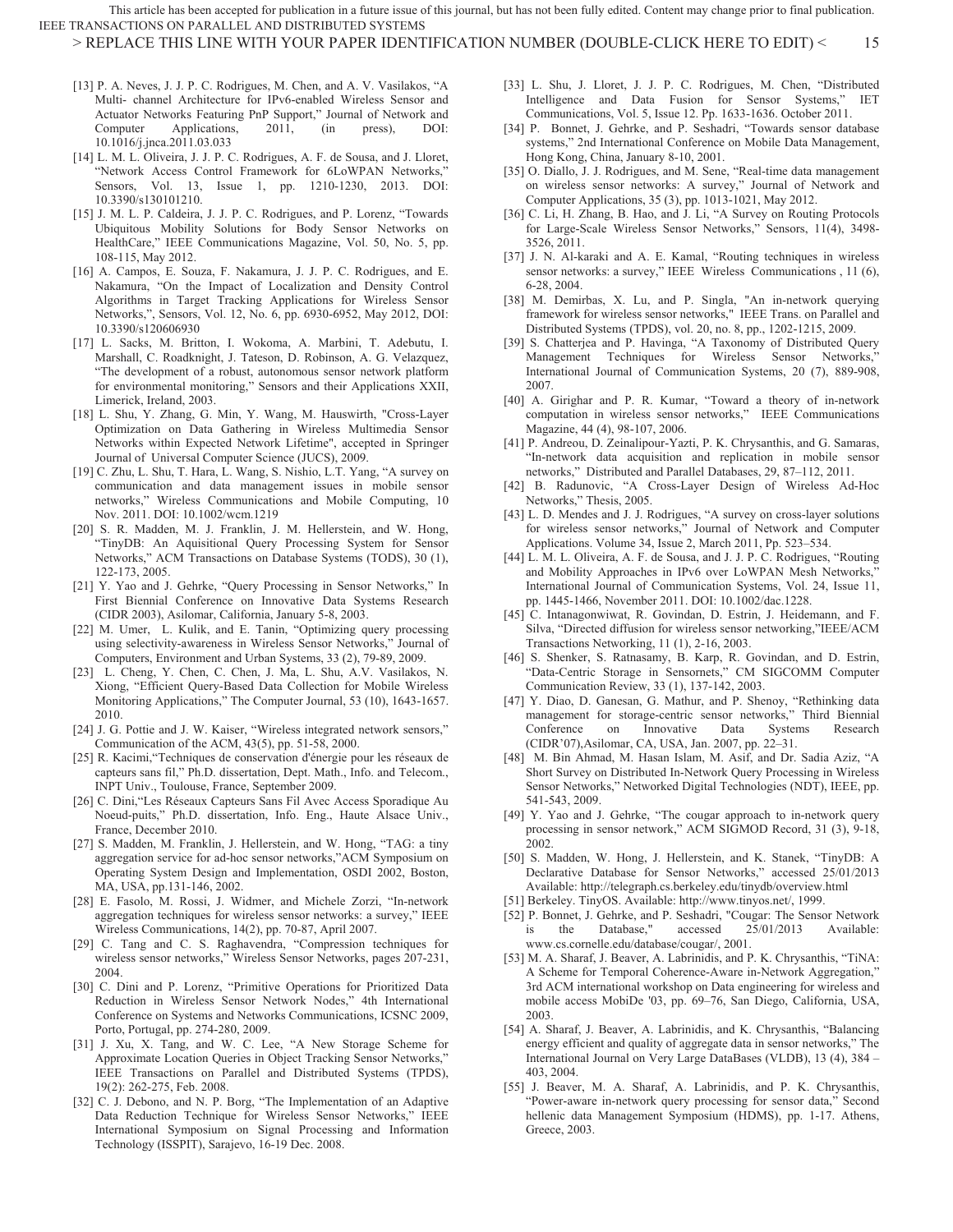[13] P. A. Neves, J. J. P. C. Rodrigues, M. Chen, and A. V. Vasilakos, "A Multi- channel Architecture for IPv6-enabled Wireless Sensor and Actuator Networks Featuring PnP Support," Journal of Network and Computer Applications, 2011, (in press), DOI: 10.1016/j.jnca.2011.03.033

[14] L. M. L. Oliveira, J. J. P. C. Rodrigues, A. F. de Sousa, and J. Lloret, "Network Access Control Framework for 6LoWPAN Networks," Sensors, Vol. 13, Issue 1, pp. 1210-1230, 2013. DOI: 10.3390/s130101210.

[15] J. M. L. P. Caldeira, J. J. P. C. Rodrigues, and P. Lorenz, "Towards Ubiquitous Mobility Solutions for Body Sensor Networks on HealthCare," IEEE Communications Magazine, Vol. 50, No. 5, pp. 108-115, May 2012.

[16] A. Campos, E. Souza, F. Nakamura, J. J. P. C. Rodrigues, and E. Nakamura, "On the Impact of Localization and Density Control Algorithms in Target Tracking Applications for Wireless Sensor Networks,", Sensors, Vol. 12, No. 6, pp. 6930-6952, May 2012, DOI: 10.3390/s120606930

[17] L. Sacks, M. Britton, I. Wokoma, A. Marbini, T. Adebutu, I. Marshall, C. Roadknight, J. Tateson, D. Robinson, A. G. Velazquez, "The development of a robust, autonomous sensor network platform for environmental monitoring," Sensors and their Applications XXII, Limerick, Ireland, 2003.

[18] L. Shu, Y. Zhang, G. Min, Y. Wang, M. Hauswirth, "Cross-Layer Optimization on Data Gathering in Wireless Multimedia Sensor Networks within Expected Network Lifetime", accepted in Springer Journal of Universal Computer Science (JUCS), 2009.

[19] C. Zhu, L. Shu, T. Hara, L. Wang, S. Nishio, L.T. Yang, "A survey on communication and data management issues in mobile sensor networks," Wireless Communications and Mobile Computing, 10 Nov. 2011. DOI: 10.1002/wcm.1219

[20] S. R. Madden, M. J. Franklin, J. M. Hellerstein, and W. Hong, "TinyDB: An Aquisitional Query Processing System for Sensor Networks," ACM Transactions on Database Systems (TODS), 30 (1), 122-173, 2005.

[21] Y. Yao and J. Gehrke, "Query Processing in Sensor Networks," In First Biennial Conference on Innovative Data Systems Research (CIDR 2003), Asilomar, California, January 5-8, 2003.

[22] M. Umer, L. Kulik, and E. Tanin, "Optimizing query processing using selectivity-awareness in Wireless Sensor Networks," Journal of Computers, Environment and Urban Systems, 33 (2), 79-89, 2009.

[23] L. Cheng, Y. Chen, C. Chen, J. Ma, L. Shu, A.V. Vasilakos, N. Xiong, "Efficient Query-Based Data Collection for Mobile Wireless Monitoring Applications," The Computer Journal, 53 (10), 1643-1657. 2010.

[24] J. G. Pottie and J. W. Kaiser, "Wireless integrated network sensors," Communication of the ACM, 43(5), pp. 51-58, 2000.

[25] R. Kacimi,"Techniques de conservation d'énergie pour les réseaux de capteurs sans fil," Ph.D. dissertation, Dept. Math., Info. and Telecom., INPT Univ., Toulouse, France, September 2009.

[26] C. Dini,"Les Réseaux Capteurs Sans Fil Avec Access Sporadique Au Noeud-puits," Ph.D. dissertation, Info. Eng., Haute Alsace Univ., France, December 2010.

[27] S. Madden, M. Franklin, J. Hellerstein, and W. Hong, "TAG: a tiny aggregation service for ad-hoc sensor networks,"ACM Symposium on Operating System Design and Implementation, OSDI 2002, Boston, MA, USA, pp.131-146, 2002.

[28] E. Fasolo, M. Rossi, J. Widmer, and Michele Zorzi, "In-network aggregation techniques for wireless sensor networks: a survey," IEEE Wireless Communications, 14(2), pp. 70-87, April 2007.

[29] C. Tang and C. S. Raghavendra, "Compression techniques for wireless sensor networks," Wireless Sensor Networks, pages 207-231, 2004.

[30] C. Dini and P. Lorenz, "Primitive Operations for Prioritized Data Reduction in Wireless Sensor Network Nodes," 4th International Conference on Systems and Networks Communications, ICSNC 2009, Porto, Portugal, pp. 274-280, 2009.

[31] J. Xu, X. Tang, and W. C. Lee, "A New Storage Scheme for Approximate Location Queries in Object Tracking Sensor Networks," IEEE Transactions on Parallel and Distributed Systems (TPDS), 19(2): 262-275, Feb. 2008.

[32] C. J. Debono, and N. P. Borg, "The Implementation of an Adaptive Data Reduction Technique for Wireless Sensor Networks," IEEE International Symposium on Signal Processing and Information Technology (ISSPIT), Sarajevo, 16-19 Dec. 2008.

[33] L. Shu, J. Lloret, J. J. P. C. Rodrigues, M. Chen, "Distributed Intelligence and Data Fusion for Sensor Systems," IET Communications, Vol. 5, Issue 12. Pp. 1633-1636. October 2011.

[34] P. Bonnet, J. Gehrke, and P. Seshadri, "Towards sensor database systems," 2nd International Conference on Mobile Data Management, Hong Kong, China, January 8-10, 2001.

[35] O. Diallo, J. J. Rodrigues, and M. Sene, "Real-time data management on wireless sensor networks: A survey," Journal of Network and Computer Applications, 35 (3), pp. 1013-1021, May 2012.

[36] C. Li, H. Zhang, B. Hao, and J. Li, "A Survey on Routing Protocols for Large-Scale Wireless Sensor Networks," Sensors, 11(4), 3498-3526, 2011.

[37] J. N. Al-karaki and A. E. Kamal, "Routing techniques in wireless sensor networks: a survey," IEEE Wireless Communications , 11 (6), 6-28, 2004.

[38] M. Demirbas, X. Lu, and P. Singla, "An in-network querying framework for wireless sensor networks," IEEE Trans. on Parallel and Distributed Systems (TPDS), vol. 20, no. 8, pp., 1202-1215, 2009.

[39] S. Chatterjea and P. Havinga, "A Taxonomy of Distributed Query Management Techniques for Wireless Sensor Networks," International Journal of Communication Systems, 20 (7), 889-908, 2007.

[40] A. Girighar and P. R. Kumar, "Toward a theory of in-network computation in wireless sensor networks," IEEE Communications Magazine, 44 (4), 98-107, 2006.

[41] P. Andreou, D. Zeinalipour-Yazti, P. K. Chrysanthis, and G. Samaras, "In-network data acquisition and replication in mobile sensor networks," Distributed and Parallel Databases, 29, 87–112, 2011.

[42] B. Radunovic, "A Cross-Layer Design of Wireless Ad-Hoc Networks," Thesis, 2005.

[43] L. D. Mendes and J. J. Rodrigues, "A survey on cross-layer solutions for wireless sensor networks," Journal of Network and Computer Applications. Volume 34, Issue 2, March 2011, Pp. 523–534.

[44] L. M. L. Oliveira, A. F. de Sousa, and J. J. P. C. Rodrigues, "Routing and Mobility Approaches in IPv6 over LoWPAN Mesh Networks," International Journal of Communication Systems, Vol. 24, Issue 11, pp. 1445-1466, November 2011. DOI: 10.1002/dac.1228.

[45] C. Intanagonwiwat, R. Govindan, D. Estrin, J. Heidemann, and F. Silva, "Directed diffusion for wireless sensor networking,"IEEE/ACM Transactions Networking, 11 (1), 2-16, 2003.

[46] S. Shenker, S. Ratnasamy, B. Karp, R. Govindan, and D. Estrin, "Data-Centric Storage in Sensornets," CM SIGCOMM Computer Communication Review, 33 (1), 137-142, 2003.

[47] Y. Diao, D. Ganesan, G. Mathur, and P. Shenoy, "Rethinking data management for storage-centric sensor networks," Third Biennial Conference on Innovative Data Systems Research (CIDR'07),Asilomar, CA, USA, Jan. 2007, pp. 22–31.

[48] M. Bin Ahmad, M. Hasan Islam, M. Asif, and Dr. Sadia Aziz, "A Short Survey on Distributed In-Network Query Processing in Wireless Sensor Networks," Networked Digital Technologies (NDT), IEEE, pp. 541-543, 2009.

[49] Y. Yao and J. Gehrke, "The cougar approach to in-network query processing in sensor network," ACM SIGMOD Record, 31 (3), 9-18, 2002.

[50] S. Madden, W. Hong, J. Hellerstein, and K. Stanek, "TinyDB: A Declarative Database for Sensor Networks," accessed 25/01/2013 Available: http://telegraph.cs.berkeley.edu/tinydb/overview.html

[51] Berkeley. TinyOS. Available: http://www.tinyos.net/, 1999.

[52] P. Bonnet, J. Gehrke, and P. Seshadri, "Cougar: The Sensor Network is the Database," accessed 25/01/2013 Available: www.cs.cornelle.edu/database/cougar/, 2001.

[53] M. A. Sharaf, J. Beaver, A. Labrinidis, and P. K. Chrysanthis, "TiNA: A Scheme for Temporal Coherence-Aware in-Network Aggregation," 3rd ACM international workshop on Data engineering for wireless and mobile access MobiDe '03, pp. 69–76, San Diego, California, USA, 2003.

[54] A. Sharaf, J. Beaver, A. Labrinidis, and K. Chrysanthis, "Balancing energy efficient and quality of aggregate data in sensor networks," The International Journal on Very Large DataBases (VLDB), 13 (4), 384 – 403, 2004.

[55] J. Beaver, M. A. Sharaf, A. Labrinidis, and P. K. Chrysanthis, "Power-aware in-network query processing for sensor data," Second hellenic data Management Symposium (HDMS), pp. 1-17. Athens, Greece, 2003.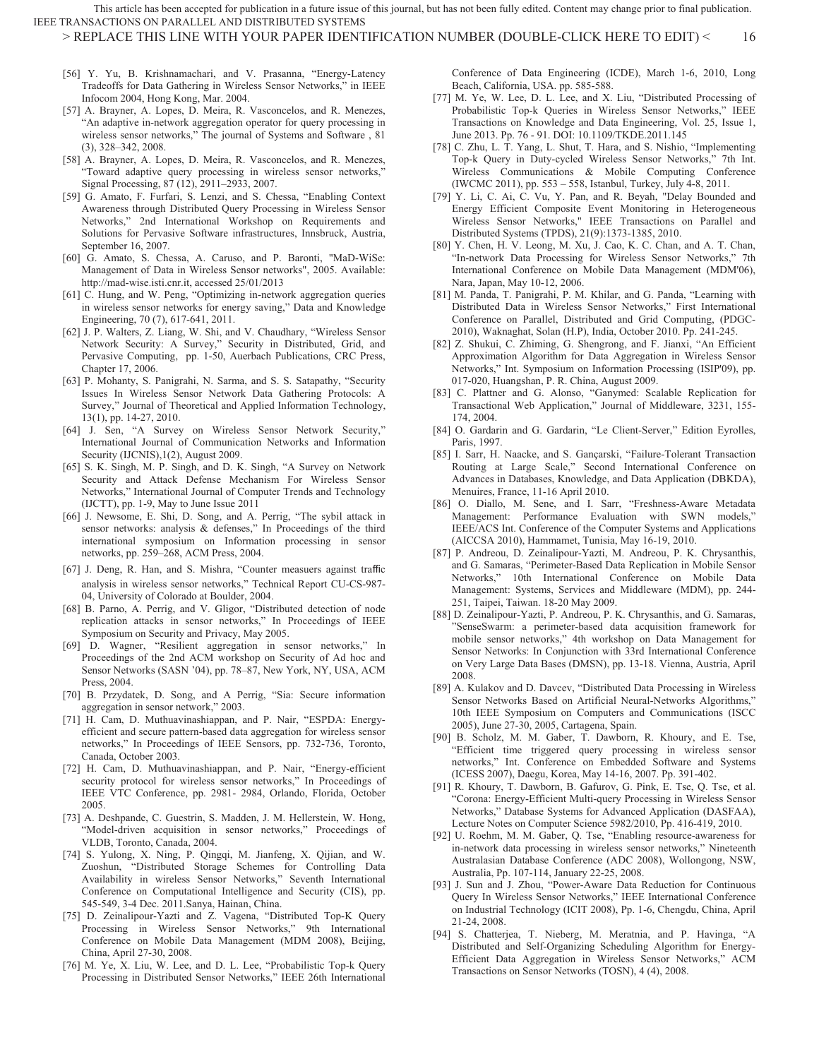[56] Y. Yu, B. Krishnamachari, and V. Prasanna, "Energy-Latency Tradeoffs for Data Gathering in Wireless Sensor Networks," in IEEE Infocom 2004, Hong Kong, Mar. 2004.

[57] A. Brayner, A. Lopes, D. Meira, R. Vasconcelos, and R. Menezes, "An adaptive in-network aggregation operator for query processing in wireless sensor networks," The journal of Systems and Software , 81 (3), 328–342, 2008.

[58] A. Brayner, A. Lopes, D. Meira, R. Vasconcelos, and R. Menezes, "Toward adaptive query processing in wireless sensor networks," Signal Processing, 87 (12), 2911–2933, 2007.

[59] G. Amato, F. Furfari, S. Lenzi, and S. Chessa, "Enabling Context Awareness through Distributed Query Processing in Wireless Sensor Networks," 2nd International Workshop on Requirements and Solutions for Pervasive Software infrastructures, Innsbruck, Austria, September 16, 2007.

[60] G. Amato, S. Chessa, A. Caruso, and P. Baronti, "MaD-WiSe: Management of Data in Wireless Sensor networks", 2005. Available: http://mad-wise.isti.cnr.it, accessed 25/01/2013

[61] C. Hung, and W. Peng, "Optimizing in-network aggregation queries in wireless sensor networks for energy saving," Data and Knowledge Engineering, 70 (7), 617-641, 2011.

[62] J. P. Walters, Z. Liang, W. Shi, and V. Chaudhary, "Wireless Sensor Network Security: A Survey," Security in Distributed, Grid, and Pervasive Computing, pp. 1-50, Auerbach Publications, CRC Press, Chapter 17, 2006.

[63] P. Mohanty, S. Panigrahi, N. Sarma, and S. S. Satapathy, "Security Issues In Wireless Sensor Network Data Gathering Protocols: A Survey," Journal of Theoretical and Applied Information Technology, 13(1), pp. 14-27, 2010.

[64] J. Sen, "A Survey on Wireless Sensor Network Security," International Journal of Communication Networks and Information Security (IJCNIS),1(2), August 2009.

[65] S. K. Singh, M. P. Singh, and D. K. Singh, "A Survey on Network Security and Attack Defense Mechanism For Wireless Sensor Networks," International Journal of Computer Trends and Technology (IJCTT), pp. 1-9, May to June Issue 2011

[66] J. Newsome, E. Shi, D. Song, and A. Perrig, "The sybil attack in sensor networks: analysis & defenses," In Proceedings of the third international symposium on Information processing in sensor networks, pp. 259–268, ACM Press, 2004.

[67] J. Deng, R. Han, and S. Mishra, "Counter measuers against traffic analysis in wireless sensor networks," Technical Report CU-CS-987-04, University of Colorado at Boulder, 2004.

[68] B. Parno, A. Perrig, and V. Gligor, "Distributed detection of node replication attacks in sensor networks," In Proceedings of IEEE Symposium on Security and Privacy, May 2005.

[69] D. Wagner, "Resilient aggregation in sensor networks," In Proceedings of the 2nd ACM workshop on Security of Ad hoc and Sensor Networks (SASN '04), pp. 78–87, New York, NY, USA, ACM Press, 2004.

[70] B. Przydatek, D. Song, and A Perrig, "Sia: Secure information aggregation in sensor network," 2003.

[71] H. Cam, D. Muthuavinashiappan, and P. Nair, "ESPDA: Energy-efficient and secure pattern-based data aggregation for wireless sensor networks," In Proceedings of IEEE Sensors, pp. 732-736, Toronto, Canada, October 2003.

[72] H. Cam, D. Muthuavinashiappan, and P. Nair, "Energy-efficient security protocol for wireless sensor networks," In Proceedings of IEEE VTC Conference, pp. 2981- 2984, Orlando, Florida, October 2005.

[73] A. Deshpande, C. Guestrin, S. Madden, J. M. Hellerstein, W. Hong, "Model-driven acquisition in sensor networks," Proceedings of VLDB, Toronto, Canada, 2004.

[74] S. Yulong, X. Ning, P. Qingqi, M. Jianfeng, X. Qijian, and W. Zuoshun, "Distributed Storage Schemes for Controlling Data Availability in wireless Sensor Networks," Seventh International Conference on Computational Intelligence and Security (CIS), pp. 545-549, 3-4 Dec. 2011.Sanya, Hainan, China.

[75] D. Zeinalipour-Yazti and Z. Vagena, "Distributed Top-K Query Processing in Wireless Sensor Networks," 9th International Conference on Mobile Data Management (MDM 2008), Beijing, China, April 27-30, 2008.

[76] M. Ye, X. Liu, W. Lee, and D. L. Lee, "Probabilistic Top-k Query Processing in Distributed Sensor Networks," IEEE 26th International Conference of Data Engineering (ICDE), March 1-6, 2010, Long Beach, California, USA. pp. 585-588.

[77] M. Ye, W. Lee, D. L. Lee, and X. Liu, "Distributed Processing of Probabilistic Top-k Queries in Wireless Sensor Networks," IEEE Transactions on Knowledge and Data Engineering, Vol. 25, Issue 1, June 2013. Pp. 76 - 91. DOI: 10.1109/TKDE.2011.145

[78] C. Zhu, L. T. Yang, L. Shut, T. Hara, and S. Nishio, "Implementing Top-k Query in Duty-cycled Wireless Sensor Networks," 7th Int. Wireless Communications & Mobile Computing Conference (IWCMC 2011), pp. 553 – 558, Istanbul, Turkey, July 4-8, 2011.

[79] Y. Li, C. Ai, C. Vu, Y. Pan, and R. Beyah, "Delay Bounded and Energy Efficient Composite Event Monitoring in Heterogeneous Wireless Sensor Networks," IEEE Transactions on Parallel and Distributed Systems (TPDS), 21(9):1373-1385, 2010.

[80] Y. Chen, H. V. Leong, M. Xu, J. Cao, K. C. Chan, and A. T. Chan, "In-network Data Processing for Wireless Sensor Networks," 7th International Conference on Mobile Data Management (MDM'06), Nara, Japan, May 10-12, 2006.

[81] M. Panda, T. Panigrahi, P. M. Khilar, and G. Panda, "Learning with Distributed Data in Wireless Sensor Networks," First International Conference on Parallel, Distributed and Grid Computing, (PDGC-2010), Waknaghat, Solan (H.P), India, October 2010. Pp. 241-245.

[82] Z. Shukui, C. Zhiming, G. Shengrong, and F. Jianxi, "An Efficient Approximation Algorithm for Data Aggregation in Wireless Sensor Networks," Int. Symposium on Information Processing (ISIP'09), pp. 017-020, Huangshan, P. R. China, August 2009.

[83] C. Plattner and G. Alonso, "Ganymed: Scalable Replication for Transactional Web Application," Journal of Middleware, 3231, 155-174, 2004.

[84] O. Gardarin and G. Gardarin, "Le Client-Server," Edition Eyrolles, Paris, 1997.

[85] I. Sarr, H. Naacke, and S. Gançarski, "Failure-Tolerant Transaction Routing at Large Scale," Second International Conference on Advances in Databases, Knowledge, and Data Application (DBKDA), Menuires, France, 11-16 April 2010.

[86] O. Diallo, M. Sene, and I. Sarr, "Freshness-Aware Metadata Management: Performance Evaluation with SWN models," IEEE/ACS Int. Conference of the Computer Systems and Applications (AICCSA 2010), Hammamet, Tunisia, May 16-19, 2010.

[87] P. Andreou, D. Zeinalipour-Yazti, M. Andreou, P. K. Chrysanthis, and G. Samaras, "Perimeter-Based Data Replication in Mobile Sensor Networks," 10th International Conference on Mobile Data Management: Systems, Services and Middleware (MDM), pp. 244-251, Taipei, Taiwan. 18-20 May 2009.

[88] D. Zeinalipour-Yazti, P. Andreou, P. K. Chrysanthis, and G. Samaras, "SenseSwarm: a perimeter-based data acquisition framework for mobile sensor networks," 4th workshop on Data Management for Sensor Networks: In Conjunction with 33rd International Conference on Very Large Data Bases (DMSN), pp. 13-18. Vienna, Austria, April 2008.

[89] A. Kulakov and D. Davcev, "Distributed Data Processing in Wireless Sensor Networks Based on Artificial Neural-Networks Algorithms," 10th IEEE Symposium on Computers and Communications (ISCC 2005), June 27-30, 2005, Cartagena, Spain.

[90] B. Scholz, M. M. Gaber, T. Dawborn, R. Khoury, and E. Tse, "Efficient time triggered query processing in wireless sensor networks," Int. Conference on Embedded Software and Systems (ICESS 2007), Daegu, Korea, May 14-16, 2007. Pp. 391-402.

[91] R. Khoury, T. Dawborn, B. Gafurov, G. Pink, E. Tse, Q. Tse, et al. "Corona: Energy-Efficient Multi-query Processing in Wireless Sensor Networks," Database Systems for Advanced Application (DASFAA), Lecture Notes on Computer Science 5982/2010, Pp. 416-419, 2010.

[92] U. Roehm, M. M. Gaber, Q. Tse, "Enabling resource-awareness for in-network data processing in wireless sensor networks," Nineteenth Australasian Database Conference (ADC 2008), Wollongong, NSW, Australia, Pp. 107-114, January 22-25, 2008.

[93] J. Sun and J. Zhou, "Power-Aware Data Reduction for Continuous Query In Wireless Sensor Networks," IEEE International Conference on Industrial Technology (ICIT 2008), Pp. 1-6, Chengdu, China, April 21-24, 2008.

[94] S. Chatterjea, T. Nieberg, M. Meratnia, and P. Havinga, "A Distributed and Self-Organizing Scheduling Algorithm for Energy-Efficient Data Aggregation in Wireless Sensor Networks," ACM Transactions on Sensor Networks (TOSN), 4 (4), 2008.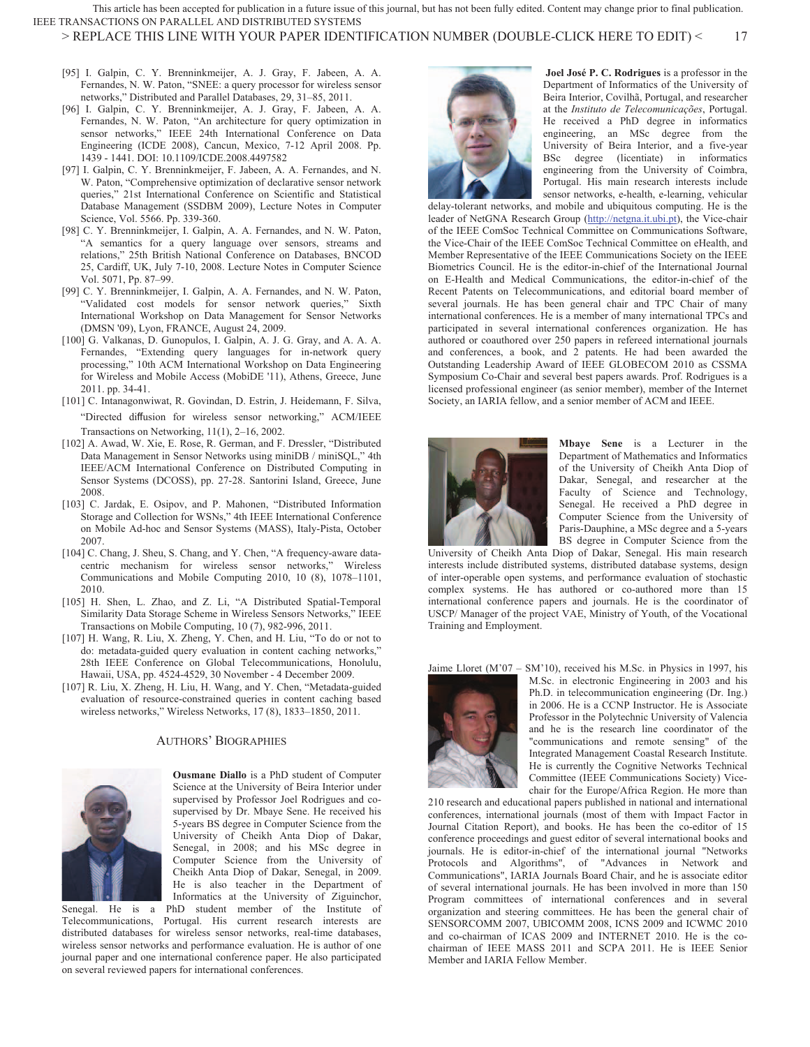[95] I. Galpin, C. Y. Brenninkmeijer, A. J. Gray, F. Jabeen, A. A. Fernandes, N. W. Paton, "SNEE: a query processor for wireless sensor networks," Distributed and Parallel Databases, 29, 31–85, 2011.

[96] I. Galpin, C. Y. Brenninkmeijer, A. J. Gray, F. Jabeen, A. A. Fernandes, N. W. Paton, "An architecture for query optimization in sensor networks," IEEE 24th International Conference on Data Engineering (ICDE 2008), Cancun, Mexico, 7-12 April 2008. Pp. 1439 - 1441. DOI: 10.1109/ICDE.2008.4497582

[97] I. Galpin, C. Y. Brenninkmeijer, F. Jabeen, A. A. Fernandes, and N. W. Paton, "Comprehensive optimization of declarative sensor network queries," 21st International Conference on Scientific and Statistical Database Management (SSDBM 2009), Lecture Notes in Computer Science, Vol. 5566. Pp. 339-360.

[98] C. Y. Brenninkmeijer, I. Galpin, A. A. Fernandes, and N. W. Paton, "A semantics for a query language over sensors, streams and relations," 25th British National Conference on Databases, BNCOD 25, Cardiff, UK, July 7-10, 2008. Lecture Notes in Computer Science Vol. 5071, Pp. 87–99.

[99] C. Y. Brenninkmeijer, I. Galpin, A. A. Fernandes, and N. W. Paton, "Validated cost models for sensor network queries," Sixth International Workshop on Data Management for Sensor Networks (DMSN '09), Lyon, FRANCE, August 24, 2009.

[100] G. Valkanas, D. Gunopulos, I. Galpin, A. J. G. Gray, and A. A. A. Fernandes, "Extending query languages for in-network query processing," 10th ACM International Workshop on Data Engineering for Wireless and Mobile Access (MobiDE '11), Athens, Greece, June 2011. pp. 34-41.

[101] C. Intanagonwiwat, R. Govindan, D. Estrin, J. Heidemann, F. Silva, "Directed diffusion for wireless sensor networking," ACM/IEEE Transactions on Networking, 11(1), 2–16, 2002.

[102] A. Awad, W. Xie, E. Rose, R. German, and F. Dressler, "Distributed Data Management in Sensor Networks using miniDB / miniSQL," 4th IEEE/ACM International Conference on Distributed Computing in Sensor Systems (DCOSS), pp. 27-28. Santorini Island, Greece, June 2008.

[103] C. Jardak, E. Osipov, and P. Mahonen, "Distributed Information Storage and Collection for WSNs," 4th IEEE International Conference on Mobile Ad-hoc and Sensor Systems (MASS), Italy-Pista, October 2007.

[104] C. Chang, J. Sheu, S. Chang, and Y. Chen, "A frequency-aware data-centric mechanism for wireless sensor networks," Wireless Communications and Mobile Computing 2010, 10 (8), 1078–1101, 2010.

[105] H. Shen, L. Zhao, and Z. Li, "A Distributed Spatial-Temporal Similarity Data Storage Scheme in Wireless Sensors Networks," IEEE Transactions on Mobile Computing, 10 (7), 982-996, 2011.

[107] H. Wang, R. Liu, X. Zheng, Y. Chen, and H. Liu, "To do or not to do: metadata-guided query evaluation in content caching networks," 28th IEEE Conference on Global Telecommunications, Honolulu, Hawaii, USA, pp. 4524-4529, 30 November - 4 December 2009.

[107] R. Liu, X. Zheng, H. Wang, and Y. Chen, "Metadata-guided evaluation of resource-constrained queries in content caching based wireless networks," Wireless Networks, 17 (8), 1833–1850, 2011.

## Authors' Biographies

**Ousmane Diallo** is a PhD student of Computer Science at the University of Beira Interior under supervised by Professor Joel Rodrigues and co-supervised by Dr. Mbaye Sene. He received his 5-years BS degree in Computer Science from the University of Cheikh Anta Diop of Dakar, Senegal, in 2008; and his MSc degree in Computer Science from the University of Cheikh Anta Diop of Dakar, Senegal, in 2009. He is also teacher in the Department of Informatics at the University of Ziguinchor, Senegal. He is a PhD student member of the Institute of Telecommunications, Portugal. His current research interests are distributed databases for wireless sensor networks, real-time databases, wireless sensor networks and performance evaluation. He is author of one journal paper and one international conference paper. He also participated on several reviewed papers for international conferences.

**Joel José P. C. Rodrigues** is a professor in the Department of Informatics of the University of Beira Interior, Covilhã, Portugal, and researcher at the *Instituto de Telecomunicações*, Portugal. He received a PhD degree in informatics engineering, an MSc degree from the University of Beira Interior, and a five-year BSc degree (licentiate) in informatics engineering from the University of Coimbra, Portugal. His main research interests include sensor networks, e-health, e-learning, vehicular delay-tolerant networks, and mobile and ubiquitous computing. He is the leader of NetGNA Research Group (http://netgna.it.ubi.pt), the Vice-chair of the IEEE ComSoc Technical Committee on Communications Software, the Vice-Chair of the IEEE ComSoc Technical Committee on eHealth, and Member Representative of the IEEE Communications Society on the IEEE Biometrics Council. He is the editor-in-chief of the International Journal on E-Health and Medical Communications, the editor-in-chief of the Recent Patents on Telecommunications, and editorial board member of several journals. He has been general chair and TPC Chair of many international conferences. He is a member of many international TPCs and participated in several international conferences organization. He has authored or coauthored over 250 papers in refereed international journals and conferences, a book, and 2 patents. He had been awarded the Outstanding Leadership Award of IEEE GLOBECOM 2010 as CSSMA Symposium Co-Chair and several best papers awards. Prof. Rodrigues is a licensed professional engineer (as senior member), member of the Internet Society, an IARIA fellow, and a senior member of ACM and IEEE.

**Mbaye Sene** is a Lecturer in the Department of Mathematics and Informatics of the University of Cheikh Anta Diop of Dakar, Senegal, and researcher at the Faculty of Science and Technology, Senegal. He received a PhD degree in Computer Science from the University of Paris-Dauphine, a MSc degree and a 5-years BS degree in Computer Science from the University of Cheikh Anta Diop of Dakar, Senegal. His main research interests include distributed systems, distributed database systems, design of inter-operable open systems, and performance evaluation of stochastic complex systems. He has authored or co-authored more than 15 international conference papers and journals. He is the coordinator of USCP/ Manager of the project VAE, Ministry of Youth, of the Vocational Training and Employment.

Jaime Lloret (M'07 – SM'10), received his M.Sc. in Physics in 1997, his M.Sc. in electronic Engineering in 2003 and his Ph.D. in telecommunication engineering (Dr. Ing.) in 2006. He is a CCNP Instructor. He is Associate Professor in the Polytechnic University of Valencia and he is the research line coordinator of the "communications and remote sensing" of the Integrated Management Coastal Research Institute. He is currently the Cognitive Networks Technical Committee (IEEE Communications Society) Vice-chair for the Europe/Africa Region. He more than 210 research and educational papers published in national and international conferences, international journals (most of them with Impact Factor in Journal Citation Report), and books. He has been the co-editor of 15 conference proceedings and guest editor of several international books and journals. He is editor-in-chief of the international journal "Networks Protocols and Algorithms", of "Advances in Network and Communications", IARIA Journals Board Chair, and he is associate editor of several international journals. He has been involved in more than 150 Program committees of international conferences and in several organization and steering committees. He has been the general chair of SENSORCOMM 2007, UBICOMM 2008, ICNS 2009 and ICWMC 2010 and co-chairman of ICAS 2009 and INTERNET 2010. He is the co-chairman of IEEE MASS 2011 and SCPA 2011. He is IEEE Senior Member and IARIA Fellow Member.